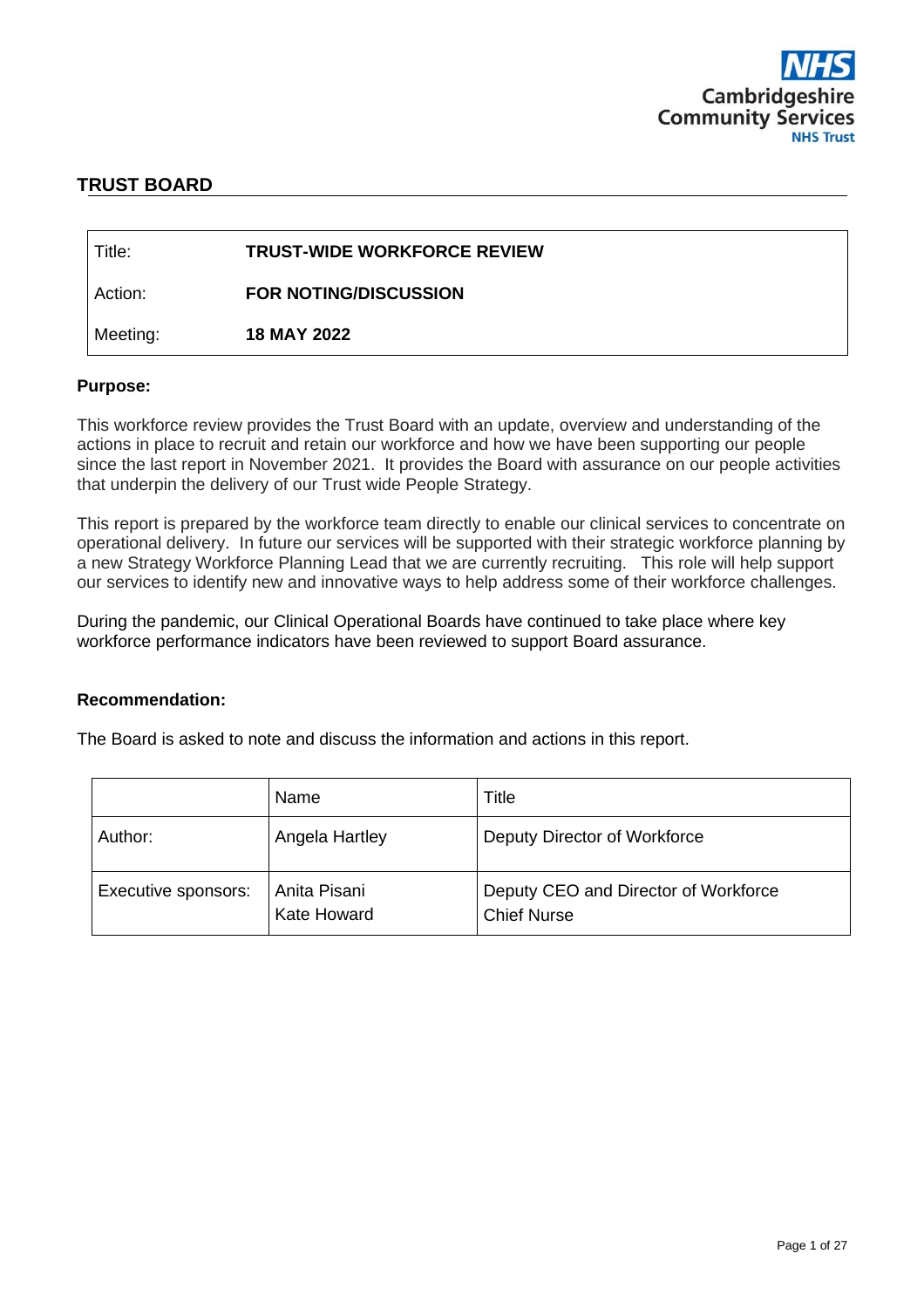NHS Cambridgeshire Community Services NHS Trust

## TRUST BOARD

| Title: | **TRUST-WIDE WORKFORCE REVIEW** |
|---|---|
| Action: | **FOR NOTING/DISCUSSION** |
| Meeting: | **18 MAY 2022** |

**Purpose:**

This workforce review provides the Trust Board with an update, overview and understanding of the actions in place to recruit and retain our workforce and how we have been supporting our people since the last report in November 2021. It provides the Board with assurance on our people activities that underpin the delivery of our Trust wide People Strategy.

This report is prepared by the workforce team directly to enable our clinical services to concentrate on operational delivery. In future our services will be supported with their strategic workforce planning by a new Strategy Workforce Planning Lead that we are currently recruiting. This role will help support our services to identify new and innovative ways to help address some of their workforce challenges.

During the pandemic, our Clinical Operational Boards have continued to take place where key workforce performance indicators have been reviewed to support Board assurance.

**Recommendation:**

The Board is asked to note and discuss the information and actions in this report.

| | Name | Title |
|---|---|---|
| Author: | Angela Hartley | Deputy Director of Workforce |
| Executive sponsors: | Anita Pisani<br>Kate Howard | Deputy CEO and Director of Workforce<br>Chief Nurse |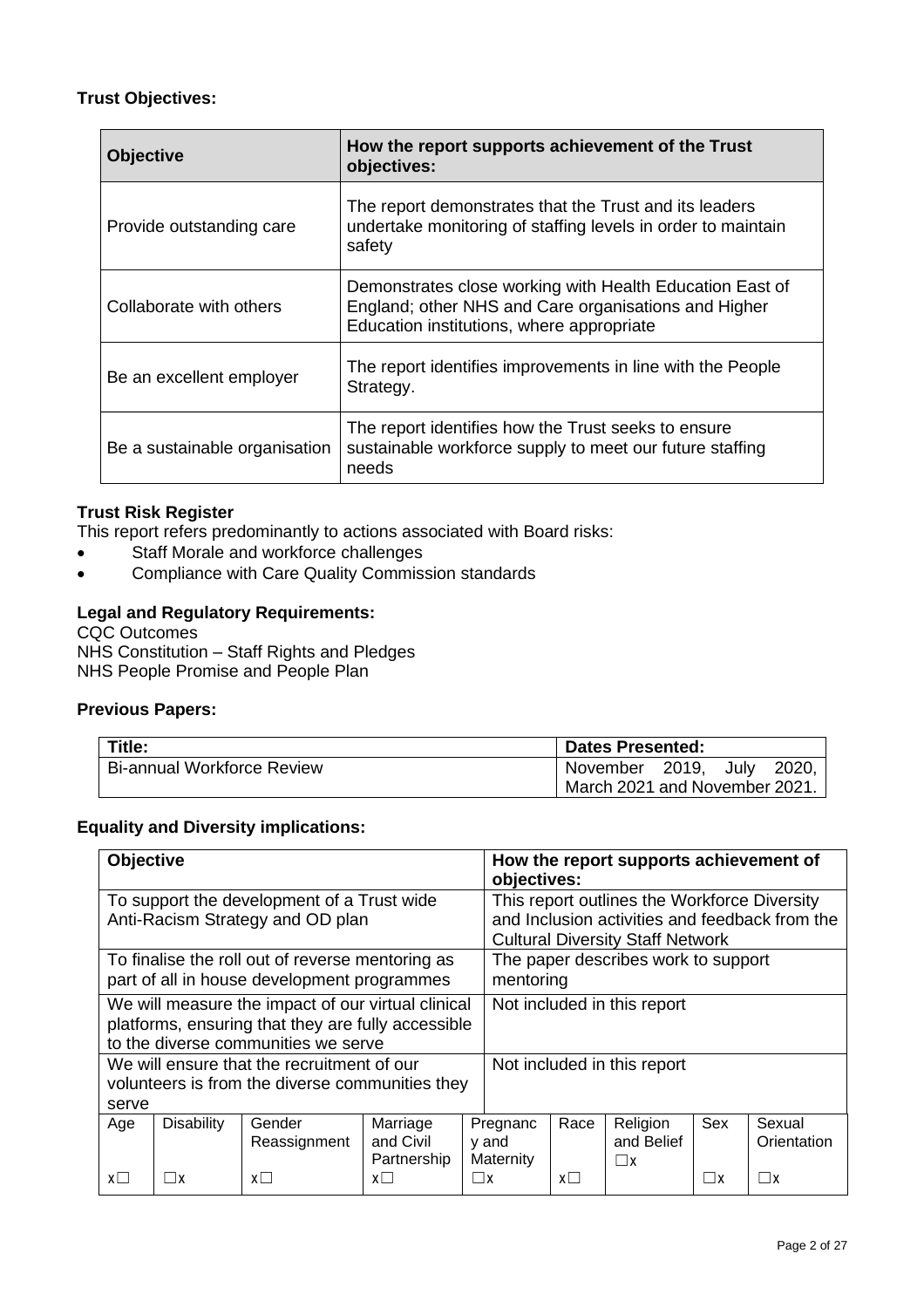**Trust Objectives:**

| Objective | How the report supports achievement of the Trust objectives: |
|---|---|
| Provide outstanding care | The report demonstrates that the Trust and its leaders undertake monitoring of staffing levels in order to maintain safety |
| Collaborate with others | Demonstrates close working with Health Education East of England; other NHS and Care organisations and Higher Education institutions, where appropriate |
| Be an excellent employer | The report identifies improvements in line with the People Strategy. |
| Be a sustainable organisation | The report identifies how the Trust seeks to ensure sustainable workforce supply to meet our future staffing needs |

**Trust Risk Register**

This report refers predominantly to actions associated with Board risks:

- Staff Morale and workforce challenges
- Compliance with Care Quality Commission standards

**Legal and Regulatory Requirements:**

CQC Outcomes
NHS Constitution – Staff Rights and Pledges
NHS People Promise and People Plan

**Previous Papers:**

| Title: | Dates Presented: |
|---|---|
| Bi-annual Workforce Review | November 2019, July 2020, March 2021 and November 2021. |

**Equality and Diversity implications:**

| Objective | How the report supports achievement of objectives: |
|---|---|
| To support the development of a Trust wide Anti-Racism Strategy and OD plan | This report outlines the Workforce Diversity and Inclusion activities and feedback from the Cultural Diversity Staff Network |
| To finalise the roll out of reverse mentoring as part of all in house development programmes | The paper describes work to support mentoring |
| We will measure the impact of our virtual clinical platforms, ensuring that they are fully accessible to the diverse communities we serve | Not included in this report |
| We will ensure that the recruitment of our volunteers is from the diverse communities they serve | Not included in this report |

| Age | Disability | Gender Reassignment | Marriage and Civil Partnership | Pregnancy and Maternity | Race | Religion and Belief | Sex | Sexual Orientation |
|---|---|---|---|---|---|---|---|---|
| x☐ | ☐x | x☐ | x☐ | ☐x | x☐ | ☐x | ☐x | ☐x |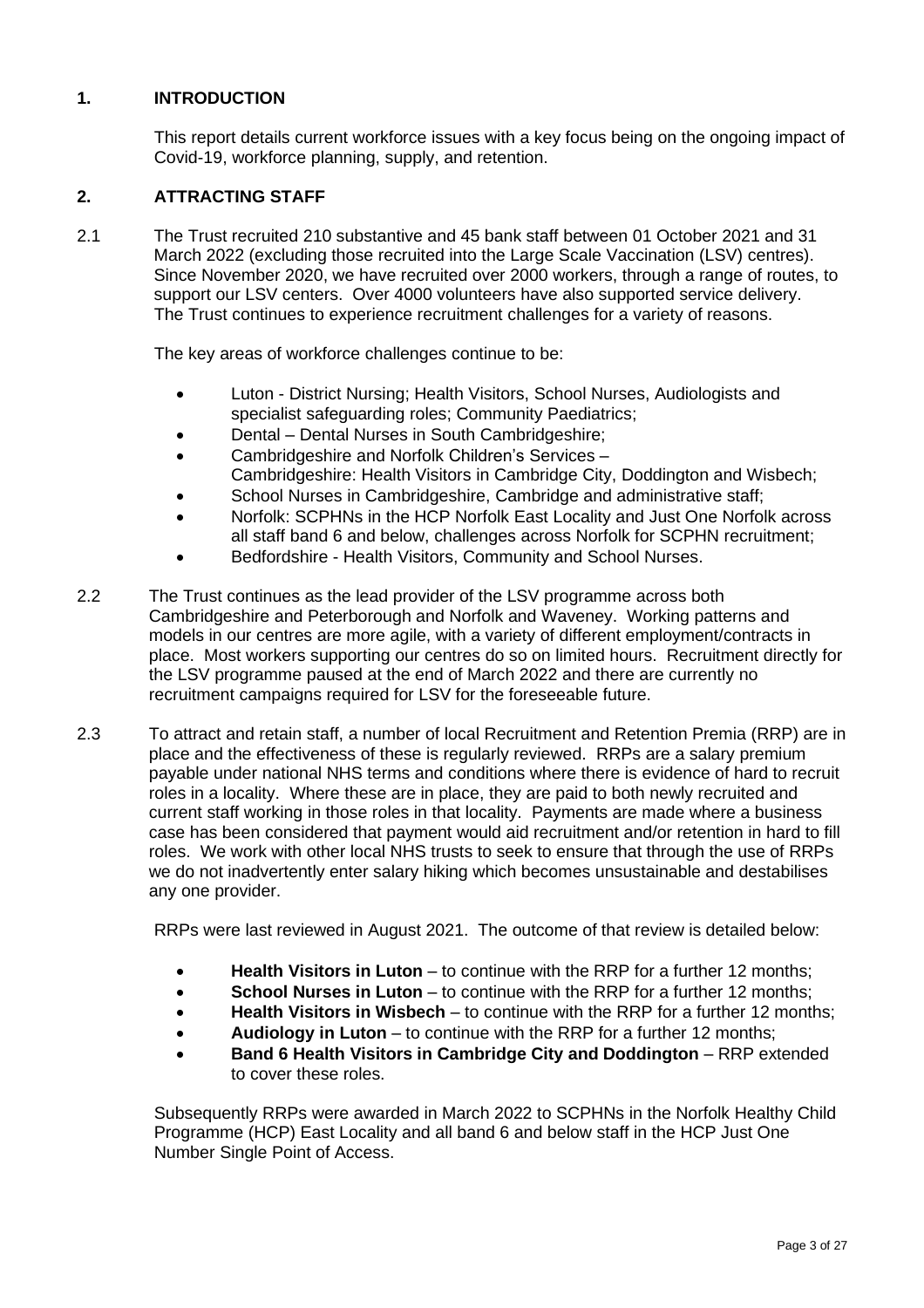## 1. INTRODUCTION

This report details current workforce issues with a key focus being on the ongoing impact of Covid-19, workforce planning, supply, and retention.

## 2. ATTRACTING STAFF

2.1 The Trust recruited 210 substantive and 45 bank staff between 01 October 2021 and 31 March 2022 (excluding those recruited into the Large Scale Vaccination (LSV) centres). Since November 2020, we have recruited over 2000 workers, through a range of routes, to support our LSV centers. Over 4000 volunteers have also supported service delivery. The Trust continues to experience recruitment challenges for a variety of reasons.

The key areas of workforce challenges continue to be:

- Luton - District Nursing; Health Visitors, School Nurses, Audiologists and specialist safeguarding roles; Community Paediatrics;
- Dental – Dental Nurses in South Cambridgeshire;
- Cambridgeshire and Norfolk Children's Services – Cambridgeshire: Health Visitors in Cambridge City, Doddington and Wisbech;
- School Nurses in Cambridgeshire, Cambridge and administrative staff;
- Norfolk: SCPHNs in the HCP Norfolk East Locality and Just One Norfolk across all staff band 6 and below, challenges across Norfolk for SCPHN recruitment;
- Bedfordshire - Health Visitors, Community and School Nurses.

2.2 The Trust continues as the lead provider of the LSV programme across both Cambridgeshire and Peterborough and Norfolk and Waveney. Working patterns and models in our centres are more agile, with a variety of different employment/contracts in place. Most workers supporting our centres do so on limited hours. Recruitment directly for the LSV programme paused at the end of March 2022 and there are currently no recruitment campaigns required for LSV for the foreseeable future.

2.3 To attract and retain staff, a number of local Recruitment and Retention Premia (RRP) are in place and the effectiveness of these is regularly reviewed. RRPs are a salary premium payable under national NHS terms and conditions where there is evidence of hard to recruit roles in a locality. Where these are in place, they are paid to both newly recruited and current staff working in those roles in that locality. Payments are made where a business case has been considered that payment would aid recruitment and/or retention in hard to fill roles. We work with other local NHS trusts to seek to ensure that through the use of RRPs we do not inadvertently enter salary hiking which becomes unsustainable and destabilises any one provider.

RRPs were last reviewed in August 2021. The outcome of that review is detailed below:

- **Health Visitors in Luton** – to continue with the RRP for a further 12 months;
- **School Nurses in Luton** – to continue with the RRP for a further 12 months;
- **Health Visitors in Wisbech** – to continue with the RRP for a further 12 months;
- **Audiology in Luton** – to continue with the RRP for a further 12 months;
- **Band 6 Health Visitors in Cambridge City and Doddington** – RRP extended to cover these roles.

Subsequently RRPs were awarded in March 2022 to SCPHNs in the Norfolk Healthy Child Programme (HCP) East Locality and all band 6 and below staff in the HCP Just One Number Single Point of Access.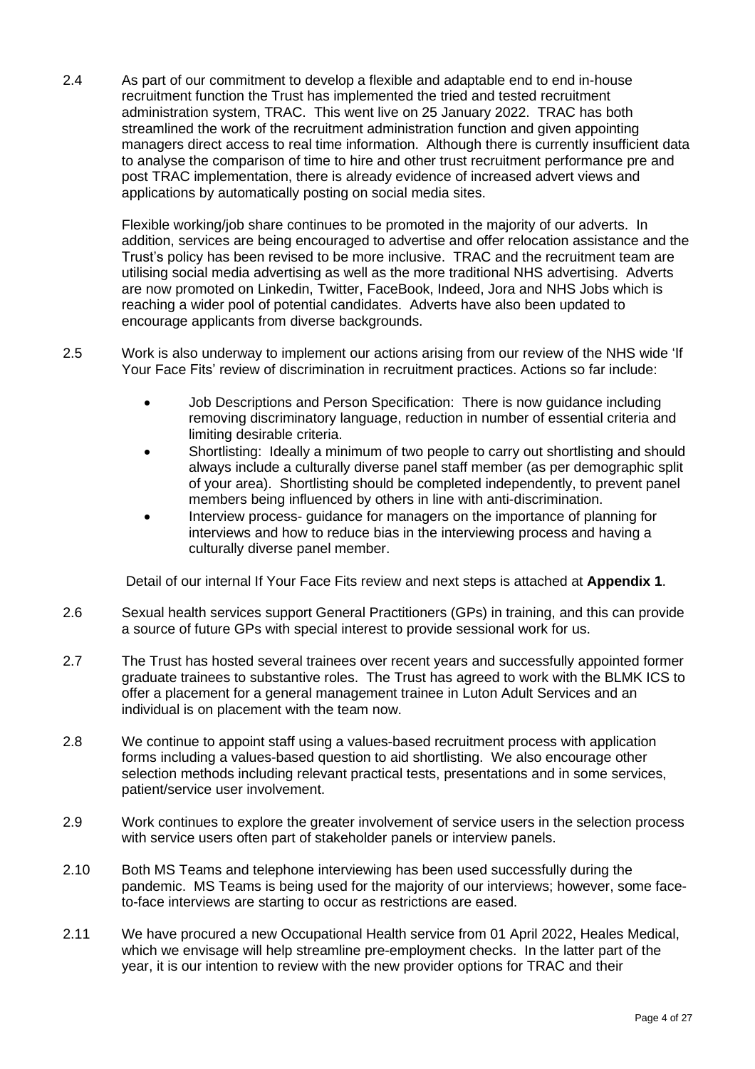2.4 As part of our commitment to develop a flexible and adaptable end to end in-house recruitment function the Trust has implemented the tried and tested recruitment administration system, TRAC. This went live on 25 January 2022. TRAC has both streamlined the work of the recruitment administration function and given appointing managers direct access to real time information. Although there is currently insufficient data to analyse the comparison of time to hire and other trust recruitment performance pre and post TRAC implementation, there is already evidence of increased advert views and applications by automatically posting on social media sites.

Flexible working/job share continues to be promoted in the majority of our adverts. In addition, services are being encouraged to advertise and offer relocation assistance and the Trust's policy has been revised to be more inclusive. TRAC and the recruitment team are utilising social media advertising as well as the more traditional NHS advertising. Adverts are now promoted on Linkedin, Twitter, FaceBook, Indeed, Jora and NHS Jobs which is reaching a wider pool of potential candidates. Adverts have also been updated to encourage applicants from diverse backgrounds.

2.5 Work is also underway to implement our actions arising from our review of the NHS wide 'If Your Face Fits' review of discrimination in recruitment practices. Actions so far include:

- Job Descriptions and Person Specification: There is now guidance including removing discriminatory language, reduction in number of essential criteria and limiting desirable criteria.
- Shortlisting: Ideally a minimum of two people to carry out shortlisting and should always include a culturally diverse panel staff member (as per demographic split of your area). Shortlisting should be completed independently, to prevent panel members being influenced by others in line with anti-discrimination.
- Interview process- guidance for managers on the importance of planning for interviews and how to reduce bias in the interviewing process and having a culturally diverse panel member.

Detail of our internal If Your Face Fits review and next steps is attached at **Appendix 1**.

2.6 Sexual health services support General Practitioners (GPs) in training, and this can provide a source of future GPs with special interest to provide sessional work for us.

2.7 The Trust has hosted several trainees over recent years and successfully appointed former graduate trainees to substantive roles. The Trust has agreed to work with the BLMK ICS to offer a placement for a general management trainee in Luton Adult Services and an individual is on placement with the team now.

2.8 We continue to appoint staff using a values-based recruitment process with application forms including a values-based question to aid shortlisting. We also encourage other selection methods including relevant practical tests, presentations and in some services, patient/service user involvement.

2.9 Work continues to explore the greater involvement of service users in the selection process with service users often part of stakeholder panels or interview panels.

2.10 Both MS Teams and telephone interviewing has been used successfully during the pandemic. MS Teams is being used for the majority of our interviews; however, some face-to-face interviews are starting to occur as restrictions are eased.

2.11 We have procured a new Occupational Health service from 01 April 2022, Heales Medical, which we envisage will help streamline pre-employment checks. In the latter part of the year, it is our intention to review with the new provider options for TRAC and their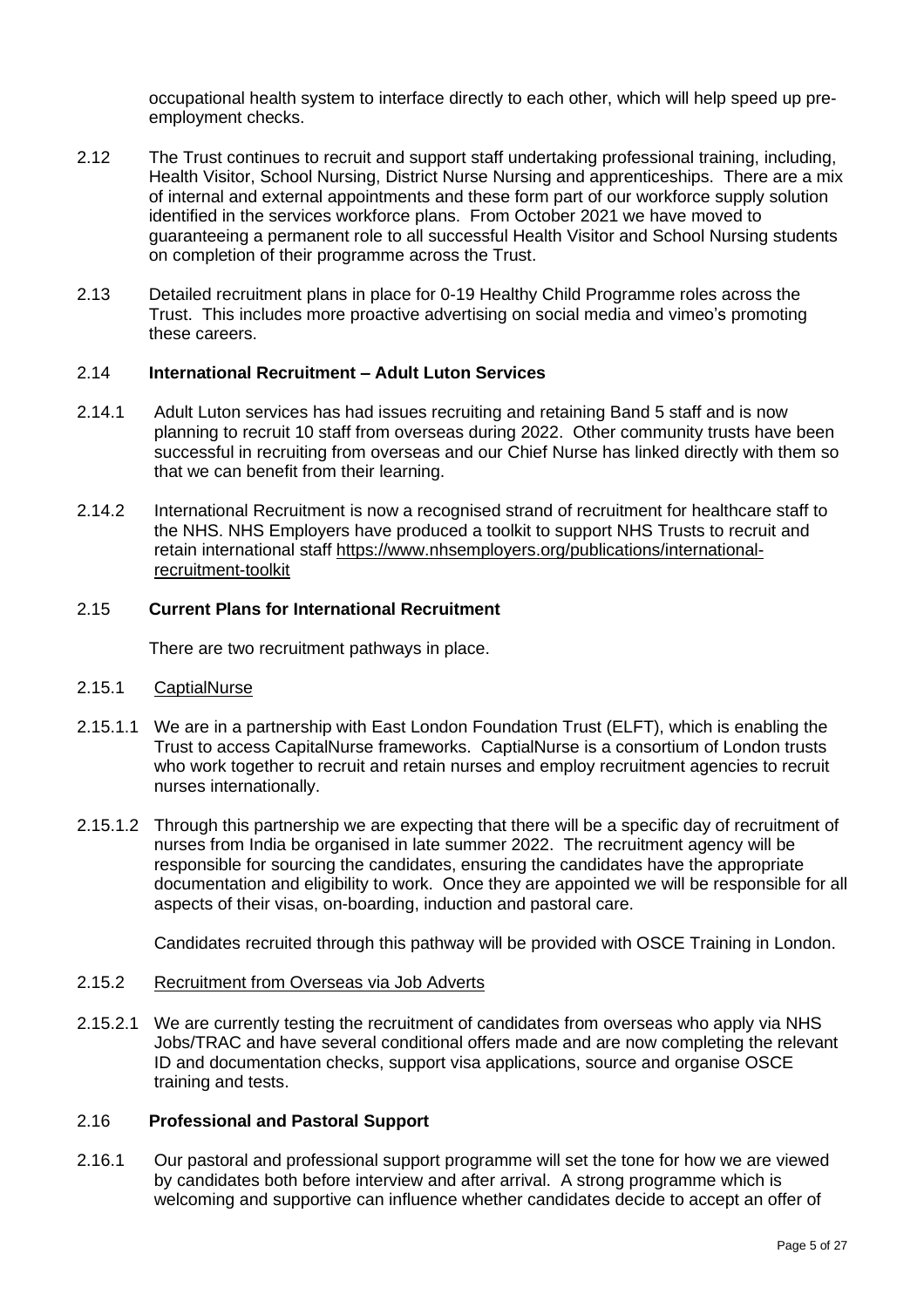occupational health system to interface directly to each other, which will help speed up pre-employment checks.

2.12 The Trust continues to recruit and support staff undertaking professional training, including, Health Visitor, School Nursing, District Nurse Nursing and apprenticeships. There are a mix of internal and external appointments and these form part of our workforce supply solution identified in the services workforce plans. From October 2021 we have moved to guaranteeing a permanent role to all successful Health Visitor and School Nursing students on completion of their programme across the Trust.

2.13 Detailed recruitment plans in place for 0-19 Healthy Child Programme roles across the Trust. This includes more proactive advertising on social media and vimeo's promoting these careers.

2.14 **International Recruitment – Adult Luton Services**

2.14.1 Adult Luton services has had issues recruiting and retaining Band 5 staff and is now planning to recruit 10 staff from overseas during 2022. Other community trusts have been successful in recruiting from overseas and our Chief Nurse has linked directly with them so that we can benefit from their learning.

2.14.2 International Recruitment is now a recognised strand of recruitment for healthcare staff to the NHS. NHS Employers have produced a toolkit to support NHS Trusts to recruit and retain international staff https://www.nhsemployers.org/publications/international-recruitment-toolkit

2.15 **Current Plans for International Recruitment**

There are two recruitment pathways in place.

2.15.1 CaptialNurse

2.15.1.1 We are in a partnership with East London Foundation Trust (ELFT), which is enabling the Trust to access CapitalNurse frameworks. CaptialNurse is a consortium of London trusts who work together to recruit and retain nurses and employ recruitment agencies to recruit nurses internationally.

2.15.1.2 Through this partnership we are expecting that there will be a specific day of recruitment of nurses from India be organised in late summer 2022. The recruitment agency will be responsible for sourcing the candidates, ensuring the candidates have the appropriate documentation and eligibility to work. Once they are appointed we will be responsible for all aspects of their visas, on-boarding, induction and pastoral care.

Candidates recruited through this pathway will be provided with OSCE Training in London.

2.15.2 Recruitment from Overseas via Job Adverts

2.15.2.1 We are currently testing the recruitment of candidates from overseas who apply via NHS Jobs/TRAC and have several conditional offers made and are now completing the relevant ID and documentation checks, support visa applications, source and organise OSCE training and tests.

2.16 **Professional and Pastoral Support**

2.16.1 Our pastoral and professional support programme will set the tone for how we are viewed by candidates both before interview and after arrival. A strong programme which is welcoming and supportive can influence whether candidates decide to accept an offer of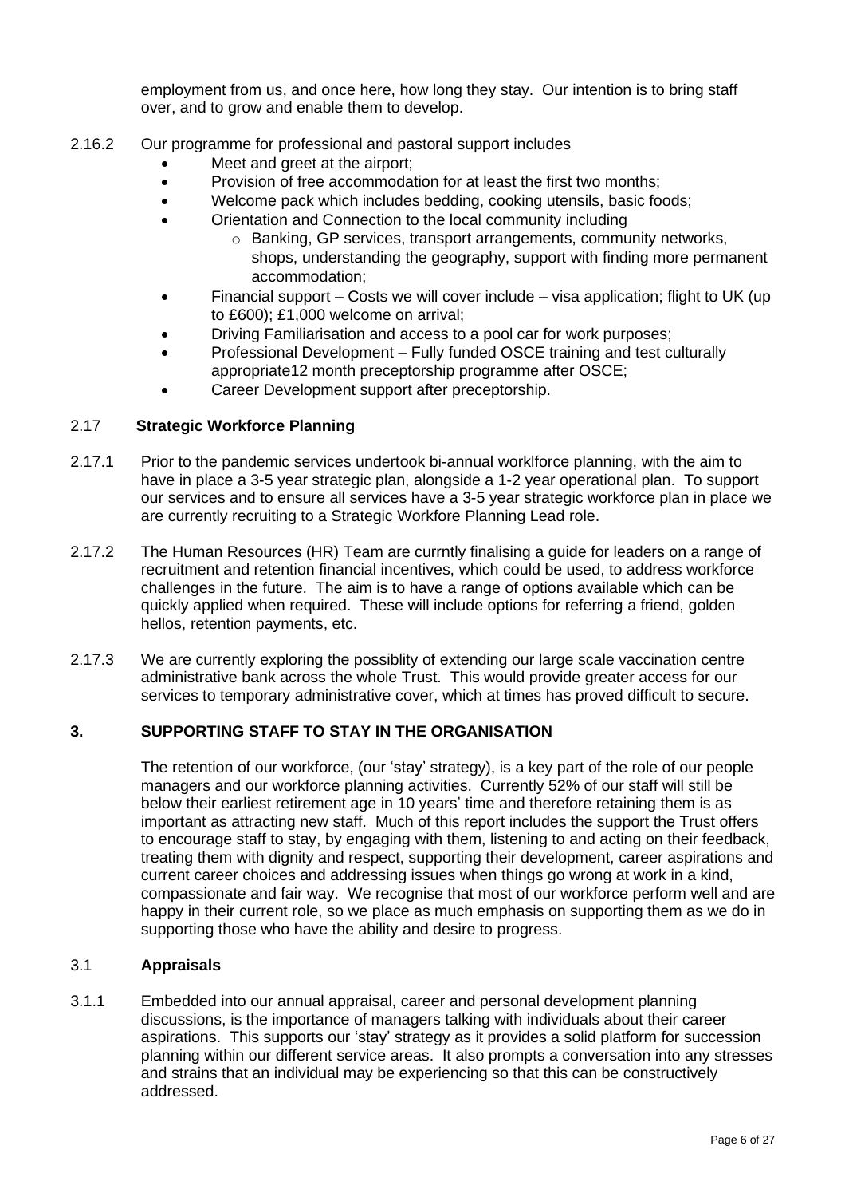employment from us, and once here, how long they stay. Our intention is to bring staff over, and to grow and enable them to develop.

2.16.2 Our programme for professional and pastoral support includes

- Meet and greet at the airport;
- Provision of free accommodation for at least the first two months;
- Welcome pack which includes bedding, cooking utensils, basic foods;
- Orientation and Connection to the local community including
  - Banking, GP services, transport arrangements, community networks, shops, understanding the geography, support with finding more permanent accommodation;
- Financial support – Costs we will cover include – visa application; flight to UK (up to £600); £1,000 welcome on arrival;
- Driving Familiarisation and access to a pool car for work purposes;
- Professional Development – Fully funded OSCE training and test culturally appropriate12 month preceptorship programme after OSCE;
- Career Development support after preceptorship.

### 2.17 Strategic Workforce Planning

2.17.1 Prior to the pandemic services undertook bi-annual worklforce planning, with the aim to have in place a 3-5 year strategic plan, alongside a 1-2 year operational plan. To support our services and to ensure all services have a 3-5 year strategic workforce plan in place we are currently recruiting to a Strategic Workfore Planning Lead role.

2.17.2 The Human Resources (HR) Team are currntly finalising a guide for leaders on a range of recruitment and retention financial incentives, which could be used, to address workforce challenges in the future. The aim is to have a range of options available which can be quickly applied when required. These will include options for referring a friend, golden hellos, retention payments, etc.

2.17.3 We are currently exploring the possiblity of extending our large scale vaccination centre administrative bank across the whole Trust. This would provide greater access for our services to temporary administrative cover, which at times has proved difficult to secure.

## 3. SUPPORTING STAFF TO STAY IN THE ORGANISATION

The retention of our workforce, (our 'stay' strategy), is a key part of the role of our people managers and our workforce planning activities. Currently 52% of our staff will still be below their earliest retirement age in 10 years' time and therefore retaining them is as important as attracting new staff. Much of this report includes the support the Trust offers to encourage staff to stay, by engaging with them, listening to and acting on their feedback, treating them with dignity and respect, supporting their development, career aspirations and current career choices and addressing issues when things go wrong at work in a kind, compassionate and fair way. We recognise that most of our workforce perform well and are happy in their current role, so we place as much emphasis on supporting them as we do in supporting those who have the ability and desire to progress.

### 3.1 Appraisals

3.1.1 Embedded into our annual appraisal, career and personal development planning discussions, is the importance of managers talking with individuals about their career aspirations. This supports our 'stay' strategy as it provides a solid platform for succession planning within our different service areas. It also prompts a conversation into any stresses and strains that an individual may be experiencing so that this can be constructively addressed.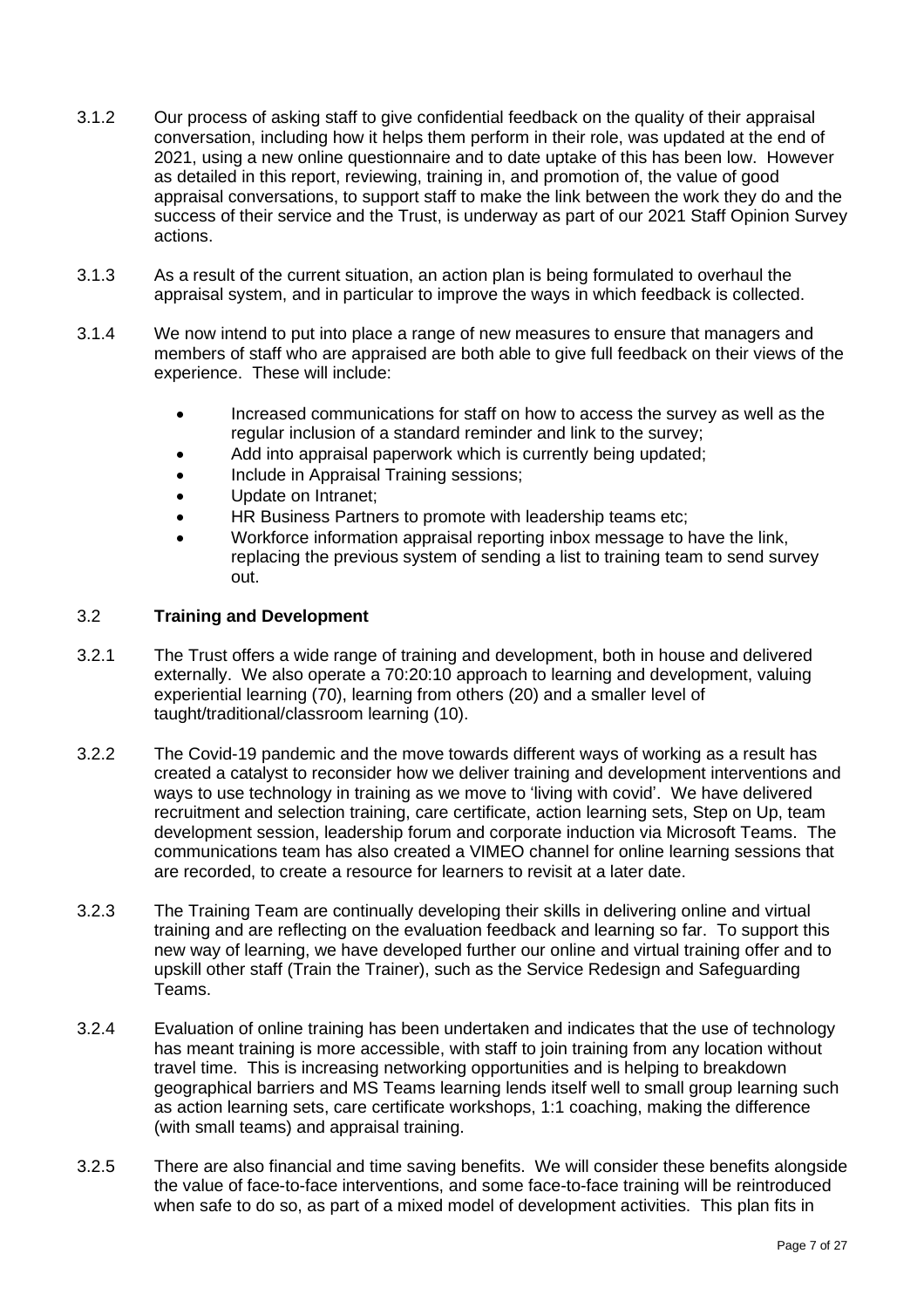3.1.2 Our process of asking staff to give confidential feedback on the quality of their appraisal conversation, including how it helps them perform in their role, was updated at the end of 2021, using a new online questionnaire and to date uptake of this has been low. However as detailed in this report, reviewing, training in, and promotion of, the value of good appraisal conversations, to support staff to make the link between the work they do and the success of their service and the Trust, is underway as part of our 2021 Staff Opinion Survey actions.

3.1.3 As a result of the current situation, an action plan is being formulated to overhaul the appraisal system, and in particular to improve the ways in which feedback is collected.

3.1.4 We now intend to put into place a range of new measures to ensure that managers and members of staff who are appraised are both able to give full feedback on their views of the experience. These will include:

- Increased communications for staff on how to access the survey as well as the regular inclusion of a standard reminder and link to the survey;
- Add into appraisal paperwork which is currently being updated;
- Include in Appraisal Training sessions;
- Update on Intranet;
- HR Business Partners to promote with leadership teams etc;
- Workforce information appraisal reporting inbox message to have the link, replacing the previous system of sending a list to training team to send survey out.

### 3.2 **Training and Development**

3.2.1 The Trust offers a wide range of training and development, both in house and delivered externally. We also operate a 70:20:10 approach to learning and development, valuing experiential learning (70), learning from others (20) and a smaller level of taught/traditional/classroom learning (10).

3.2.2 The Covid-19 pandemic and the move towards different ways of working as a result has created a catalyst to reconsider how we deliver training and development interventions and ways to use technology in training as we move to 'living with covid'. We have delivered recruitment and selection training, care certificate, action learning sets, Step on Up, team development session, leadership forum and corporate induction via Microsoft Teams. The communications team has also created a VIMEO channel for online learning sessions that are recorded, to create a resource for learners to revisit at a later date.

3.2.3 The Training Team are continually developing their skills in delivering online and virtual training and are reflecting on the evaluation feedback and learning so far. To support this new way of learning, we have developed further our online and virtual training offer and to upskill other staff (Train the Trainer), such as the Service Redesign and Safeguarding Teams.

3.2.4 Evaluation of online training has been undertaken and indicates that the use of technology has meant training is more accessible, with staff to join training from any location without travel time. This is increasing networking opportunities and is helping to breakdown geographical barriers and MS Teams learning lends itself well to small group learning such as action learning sets, care certificate workshops, 1:1 coaching, making the difference (with small teams) and appraisal training.

3.2.5 There are also financial and time saving benefits. We will consider these benefits alongside the value of face-to-face interventions, and some face-to-face training will be reintroduced when safe to do so, as part of a mixed model of development activities. This plan fits in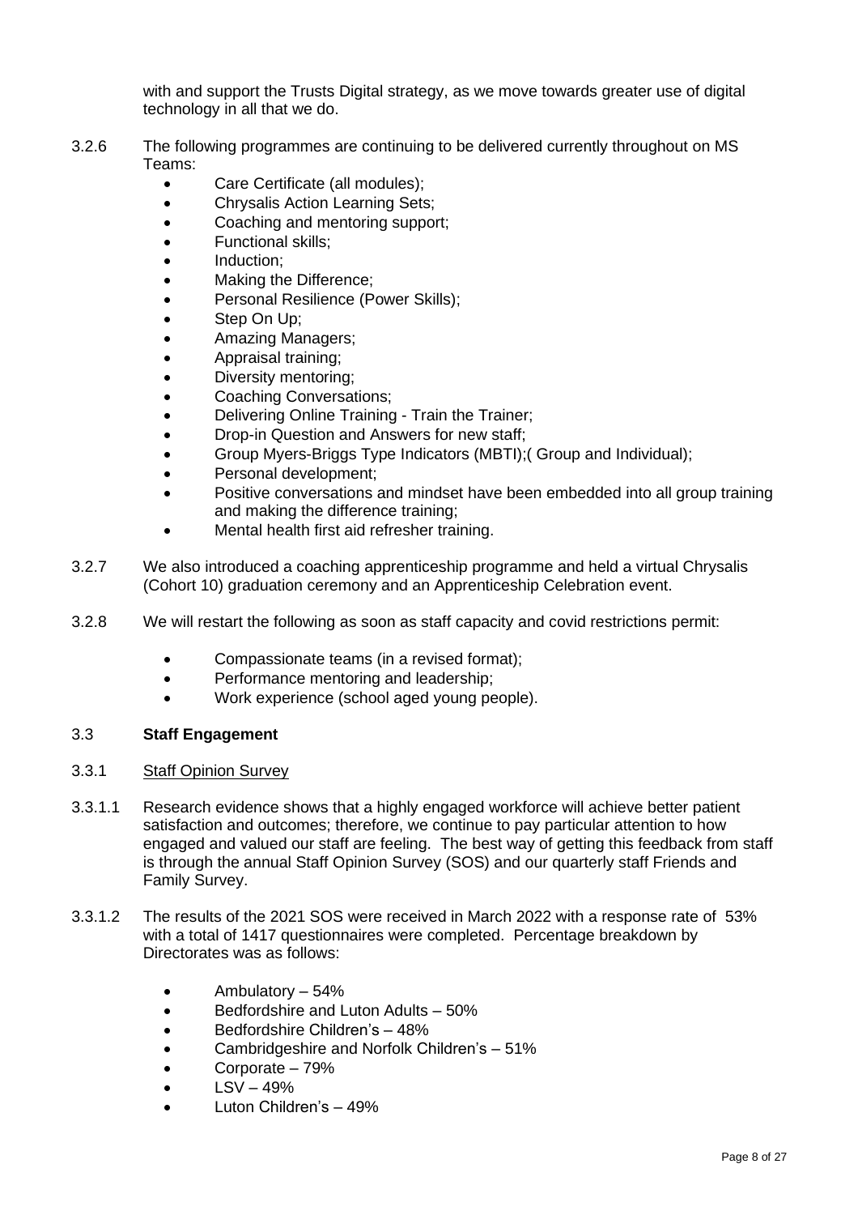with and support the Trusts Digital strategy, as we move towards greater use of digital technology in all that we do.

3.2.6 The following programmes are continuing to be delivered currently throughout on MS Teams:

- Care Certificate (all modules);
- Chrysalis Action Learning Sets;
- Coaching and mentoring support;
- Functional skills;
- Induction;
- Making the Difference;
- Personal Resilience (Power Skills);
- Step On Up;
- Amazing Managers;
- Appraisal training;
- Diversity mentoring;
- Coaching Conversations;
- Delivering Online Training - Train the Trainer;
- Drop-in Question and Answers for new staff;
- Group Myers-Briggs Type Indicators (MBTI);( Group and Individual);
- Personal development;
- Positive conversations and mindset have been embedded into all group training and making the difference training;
- Mental health first aid refresher training.

3.2.7 We also introduced a coaching apprenticeship programme and held a virtual Chrysalis (Cohort 10) graduation ceremony and an Apprenticeship Celebration event.

3.2.8 We will restart the following as soon as staff capacity and covid restrictions permit:

- Compassionate teams (in a revised format);
- Performance mentoring and leadership;
- Work experience (school aged young people).

### 3.3 **Staff Engagement**

3.3.1 Staff Opinion Survey

3.3.1.1 Research evidence shows that a highly engaged workforce will achieve better patient satisfaction and outcomes; therefore, we continue to pay particular attention to how engaged and valued our staff are feeling. The best way of getting this feedback from staff is through the annual Staff Opinion Survey (SOS) and our quarterly staff Friends and Family Survey.

3.3.1.2 The results of the 2021 SOS were received in March 2022 with a response rate of 53% with a total of 1417 questionnaires were completed. Percentage breakdown by Directorates was as follows:

- Ambulatory – 54%
- Bedfordshire and Luton Adults – 50%
- Bedfordshire Children's – 48%
- Cambridgeshire and Norfolk Children's – 51%
- Corporate – 79%
- LSV – 49%
- Luton Children's – 49%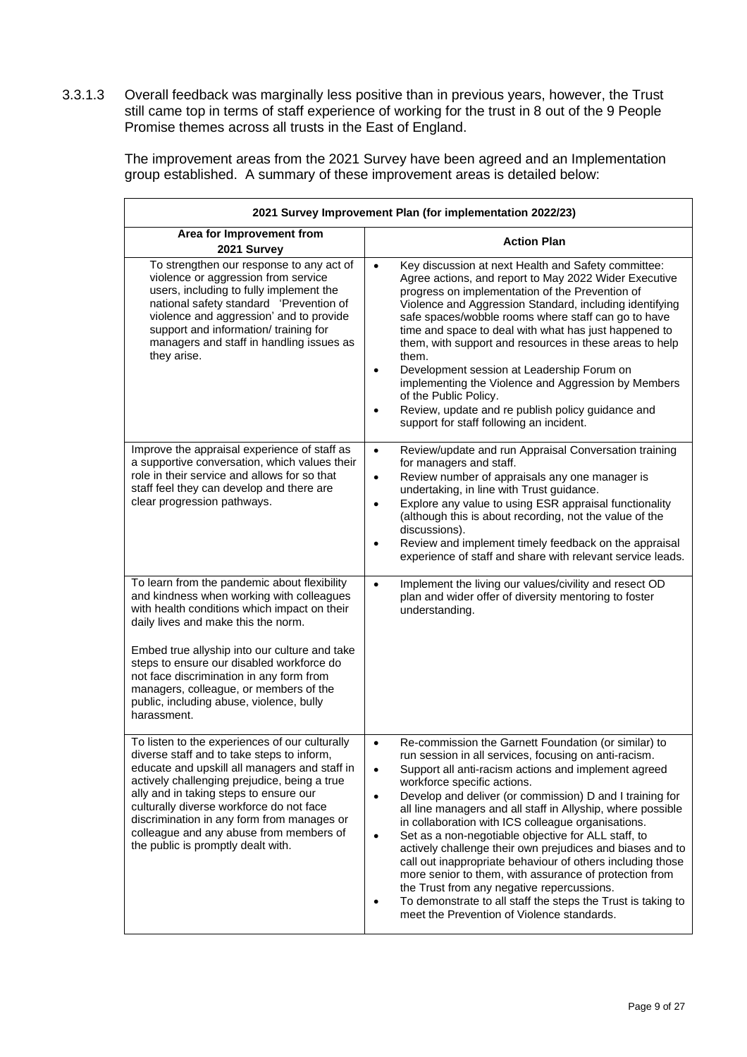3.3.1.3 Overall feedback was marginally less positive than in previous years, however, the Trust still came top in terms of staff experience of working for the trust in 8 out of the 9 People Promise themes across all trusts in the East of England.

The improvement areas from the 2021 Survey have been agreed and an Implementation group established. A summary of these improvement areas is detailed below:

| 2021 Survey Improvement Plan (for implementation 2022/23) | |
|---|---|
| **Area for Improvement from 2021 Survey** | **Action Plan** |
| To strengthen our response to any act of violence or aggression from service users, including to fully implement the national safety standard 'Prevention of violence and aggression' and to provide support and information/ training for managers and staff in handling issues as they arise. | • Key discussion at next Health and Safety committee: Agree actions, and report to May 2022 Wider Executive progress on implementation of the Prevention of Violence and Aggression Standard, including identifying safe spaces/wobble rooms where staff can go to have time and space to deal with what has just happened to them, with support and resources in these areas to help them.<br>• Development session at Leadership Forum on implementing the Violence and Aggression by Members of the Public Policy.<br>• Review, update and re publish policy guidance and support for staff following an incident. |
| Improve the appraisal experience of staff as a supportive conversation, which values their role in their service and allows for so that staff feel they can develop and there are clear progression pathways. | • Review/update and run Appraisal Conversation training for managers and staff.<br>• Review number of appraisals any one manager is undertaking, in line with Trust guidance.<br>• Explore any value to using ESR appraisal functionality (although this is about recording, not the value of the discussions).<br>• Review and implement timely feedback on the appraisal experience of staff and share with relevant service leads. |
| To learn from the pandemic about flexibility and kindness when working with colleagues with health conditions which impact on their daily lives and make this the norm.<br><br>Embed true allyship into our culture and take steps to ensure our disabled workforce do not face discrimination in any form from managers, colleague, or members of the public, including abuse, violence, bully harassment. | • Implement the living our values/civility and resect OD plan and wider offer of diversity mentoring to foster understanding. |
| To listen to the experiences of our culturally diverse staff and to take steps to inform, educate and upskill all managers and staff in actively challenging prejudice, being a true ally and in taking steps to ensure our culturally diverse workforce do not face discrimination in any form from manages or colleague and any abuse from members of the public is promptly dealt with. | • Re-commission the Garnett Foundation (or similar) to run session in all services, focusing on anti-racism.<br>• Support all anti-racism actions and implement agreed workforce specific actions.<br>• Develop and deliver (or commission) D and I training for all line managers and all staff in Allyship, where possible in collaboration with ICS colleague organisations.<br>• Set as a non-negotiable objective for ALL staff, to actively challenge their own prejudices and biases and to call out inappropriate behaviour of others including those more senior to them, with assurance of protection from the Trust from any negative repercussions.<br>• To demonstrate to all staff the steps the Trust is taking to meet the Prevention of Violence standards. |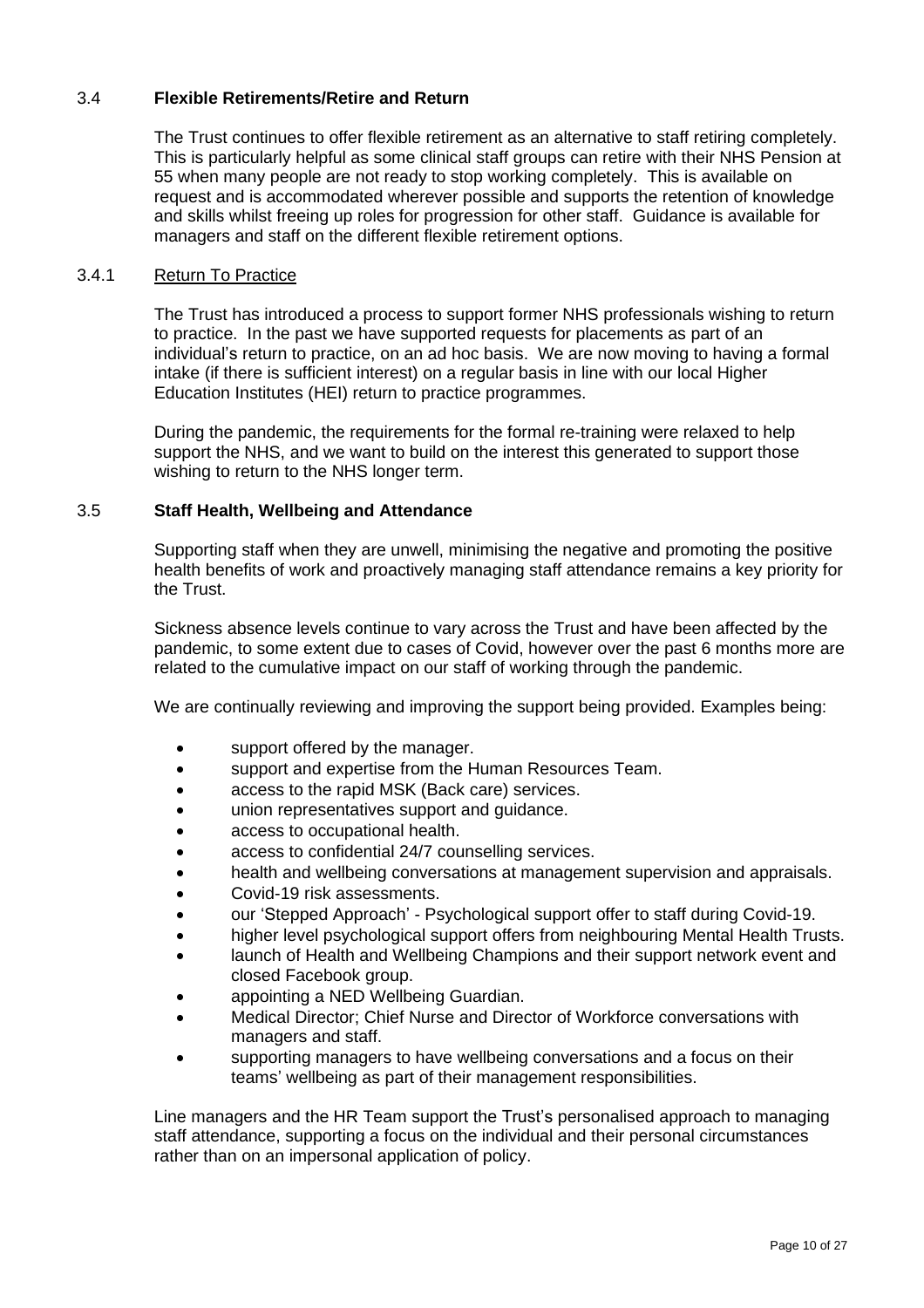### 3.4 Flexible Retirements/Retire and Return

The Trust continues to offer flexible retirement as an alternative to staff retiring completely. This is particularly helpful as some clinical staff groups can retire with their NHS Pension at 55 when many people are not ready to stop working completely. This is available on request and is accommodated wherever possible and supports the retention of knowledge and skills whilst freeing up roles for progression for other staff. Guidance is available for managers and staff on the different flexible retirement options.

#### 3.4.1 Return To Practice

The Trust has introduced a process to support former NHS professionals wishing to return to practice. In the past we have supported requests for placements as part of an individual's return to practice, on an ad hoc basis. We are now moving to having a formal intake (if there is sufficient interest) on a regular basis in line with our local Higher Education Institutes (HEI) return to practice programmes.

During the pandemic, the requirements for the formal re-training were relaxed to help support the NHS, and we want to build on the interest this generated to support those wishing to return to the NHS longer term.

### 3.5 Staff Health, Wellbeing and Attendance

Supporting staff when they are unwell, minimising the negative and promoting the positive health benefits of work and proactively managing staff attendance remains a key priority for the Trust.

Sickness absence levels continue to vary across the Trust and have been affected by the pandemic, to some extent due to cases of Covid, however over the past 6 months more are related to the cumulative impact on our staff of working through the pandemic.

We are continually reviewing and improving the support being provided. Examples being:

- support offered by the manager.
- support and expertise from the Human Resources Team.
- access to the rapid MSK (Back care) services.
- union representatives support and guidance.
- access to occupational health.
- access to confidential 24/7 counselling services.
- health and wellbeing conversations at management supervision and appraisals.
- Covid-19 risk assessments.
- our 'Stepped Approach' - Psychological support offer to staff during Covid-19.
- higher level psychological support offers from neighbouring Mental Health Trusts.
- launch of Health and Wellbeing Champions and their support network event and closed Facebook group.
- appointing a NED Wellbeing Guardian.
- Medical Director; Chief Nurse and Director of Workforce conversations with managers and staff.
- supporting managers to have wellbeing conversations and a focus on their teams' wellbeing as part of their management responsibilities.

Line managers and the HR Team support the Trust's personalised approach to managing staff attendance, supporting a focus on the individual and their personal circumstances rather than on an impersonal application of policy.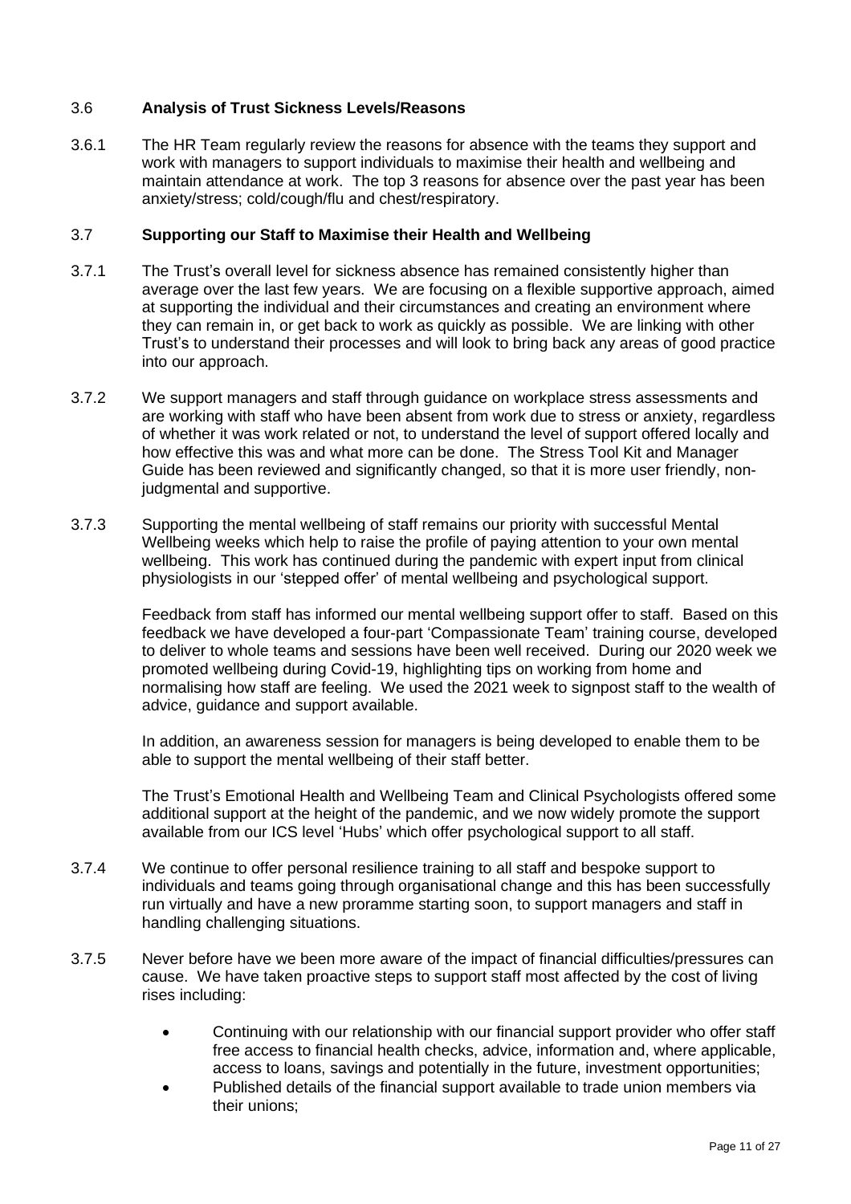### 3.6 **Analysis of Trust Sickness Levels/Reasons**

3.6.1 The HR Team regularly review the reasons for absence with the teams they support and work with managers to support individuals to maximise their health and wellbeing and maintain attendance at work. The top 3 reasons for absence over the past year has been anxiety/stress; cold/cough/flu and chest/respiratory.

### 3.7 **Supporting our Staff to Maximise their Health and Wellbeing**

3.7.1 The Trust's overall level for sickness absence has remained consistently higher than average over the last few years. We are focusing on a flexible supportive approach, aimed at supporting the individual and their circumstances and creating an environment where they can remain in, or get back to work as quickly as possible. We are linking with other Trust's to understand their processes and will look to bring back any areas of good practice into our approach.

3.7.2 We support managers and staff through guidance on workplace stress assessments and are working with staff who have been absent from work due to stress or anxiety, regardless of whether it was work related or not, to understand the level of support offered locally and how effective this was and what more can be done. The Stress Tool Kit and Manager Guide has been reviewed and significantly changed, so that it is more user friendly, non-judgmental and supportive.

3.7.3 Supporting the mental wellbeing of staff remains our priority with successful Mental Wellbeing weeks which help to raise the profile of paying attention to your own mental wellbeing. This work has continued during the pandemic with expert input from clinical physiologists in our 'stepped offer' of mental wellbeing and psychological support.

Feedback from staff has informed our mental wellbeing support offer to staff. Based on this feedback we have developed a four-part 'Compassionate Team' training course, developed to deliver to whole teams and sessions have been well received. During our 2020 week we promoted wellbeing during Covid-19, highlighting tips on working from home and normalising how staff are feeling. We used the 2021 week to signpost staff to the wealth of advice, guidance and support available.

In addition, an awareness session for managers is being developed to enable them to be able to support the mental wellbeing of their staff better.

The Trust's Emotional Health and Wellbeing Team and Clinical Psychologists offered some additional support at the height of the pandemic, and we now widely promote the support available from our ICS level 'Hubs' which offer psychological support to all staff.

3.7.4 We continue to offer personal resilience training to all staff and bespoke support to individuals and teams going through organisational change and this has been successfully run virtually and have a new proramme starting soon, to support managers and staff in handling challenging situations.

3.7.5 Never before have we been more aware of the impact of financial difficulties/pressures can cause. We have taken proactive steps to support staff most affected by the cost of living rises including:

- Continuing with our relationship with our financial support provider who offer staff free access to financial health checks, advice, information and, where applicable, access to loans, savings and potentially in the future, investment opportunities;
- Published details of the financial support available to trade union members via their unions;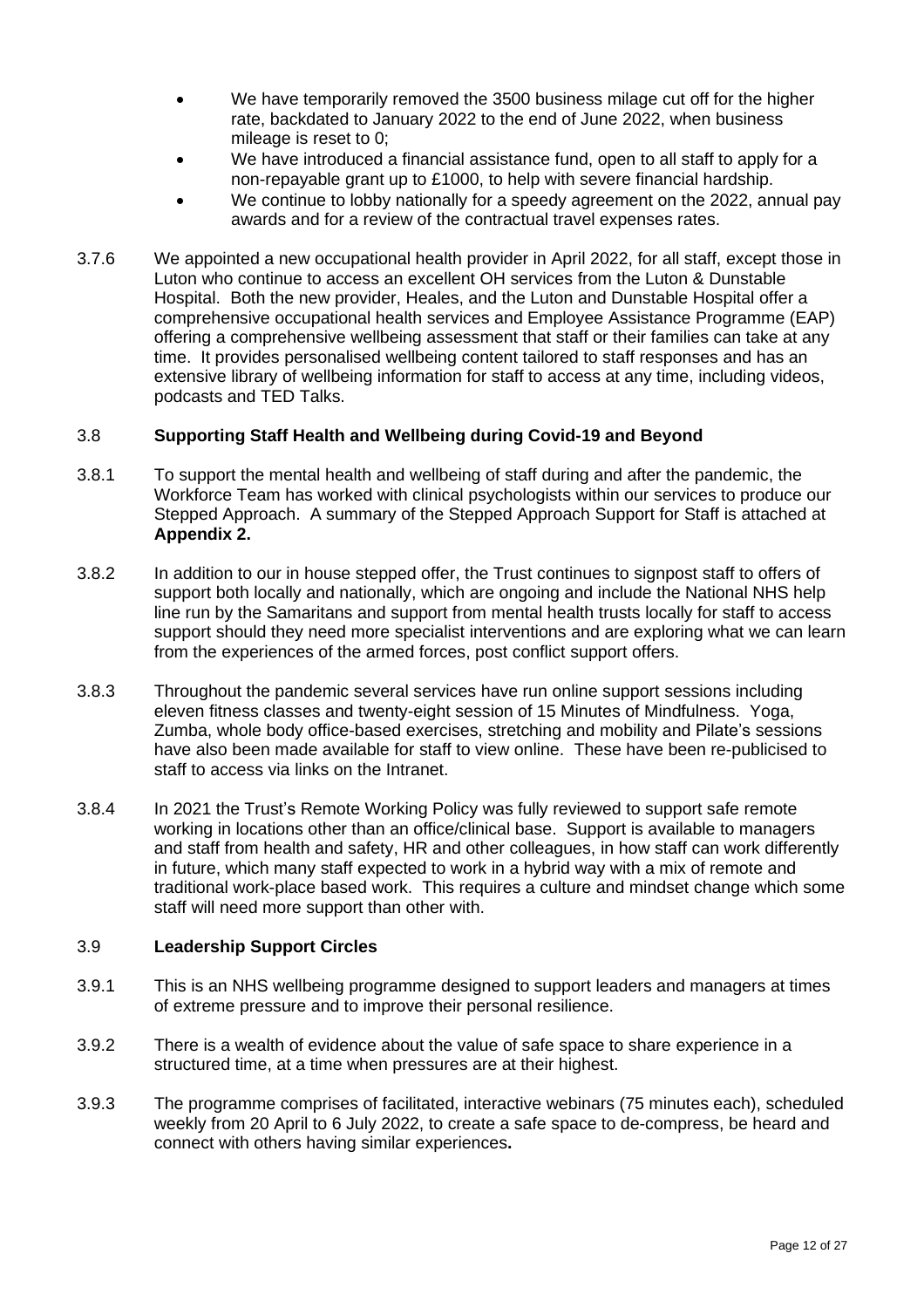- We have temporarily removed the 3500 business milage cut off for the higher rate, backdated to January 2022 to the end of June 2022, when business mileage is reset to 0;
- We have introduced a financial assistance fund, open to all staff to apply for a non-repayable grant up to £1000, to help with severe financial hardship.
- We continue to lobby nationally for a speedy agreement on the 2022, annual pay awards and for a review of the contractual travel expenses rates.

3.7.6 We appointed a new occupational health provider in April 2022, for all staff, except those in Luton who continue to access an excellent OH services from the Luton & Dunstable Hospital. Both the new provider, Heales, and the Luton and Dunstable Hospital offer a comprehensive occupational health services and Employee Assistance Programme (EAP) offering a comprehensive wellbeing assessment that staff or their families can take at any time. It provides personalised wellbeing content tailored to staff responses and has an extensive library of wellbeing information for staff to access at any time, including videos, podcasts and TED Talks.

### 3.8 Supporting Staff Health and Wellbeing during Covid-19 and Beyond

3.8.1 To support the mental health and wellbeing of staff during and after the pandemic, the Workforce Team has worked with clinical psychologists within our services to produce our Stepped Approach. A summary of the Stepped Approach Support for Staff is attached at **Appendix 2.**

3.8.2 In addition to our in house stepped offer, the Trust continues to signpost staff to offers of support both locally and nationally, which are ongoing and include the National NHS help line run by the Samaritans and support from mental health trusts locally for staff to access support should they need more specialist interventions and are exploring what we can learn from the experiences of the armed forces, post conflict support offers.

3.8.3 Throughout the pandemic several services have run online support sessions including eleven fitness classes and twenty-eight session of 15 Minutes of Mindfulness. Yoga, Zumba, whole body office-based exercises, stretching and mobility and Pilate's sessions have also been made available for staff to view online. These have been re-publicised to staff to access via links on the Intranet.

3.8.4 In 2021 the Trust's Remote Working Policy was fully reviewed to support safe remote working in locations other than an office/clinical base. Support is available to managers and staff from health and safety, HR and other colleagues, in how staff can work differently in future, which many staff expected to work in a hybrid way with a mix of remote and traditional work-place based work. This requires a culture and mindset change which some staff will need more support than other with.

### 3.9 Leadership Support Circles

3.9.1 This is an NHS wellbeing programme designed to support leaders and managers at times of extreme pressure and to improve their personal resilience.

3.9.2 There is a wealth of evidence about the value of safe space to share experience in a structured time, at a time when pressures are at their highest.

3.9.3 The programme comprises of facilitated, interactive webinars (75 minutes each), scheduled weekly from 20 April to 6 July 2022, to create a safe space to de-compress, be heard and connect with others having similar experiences**.**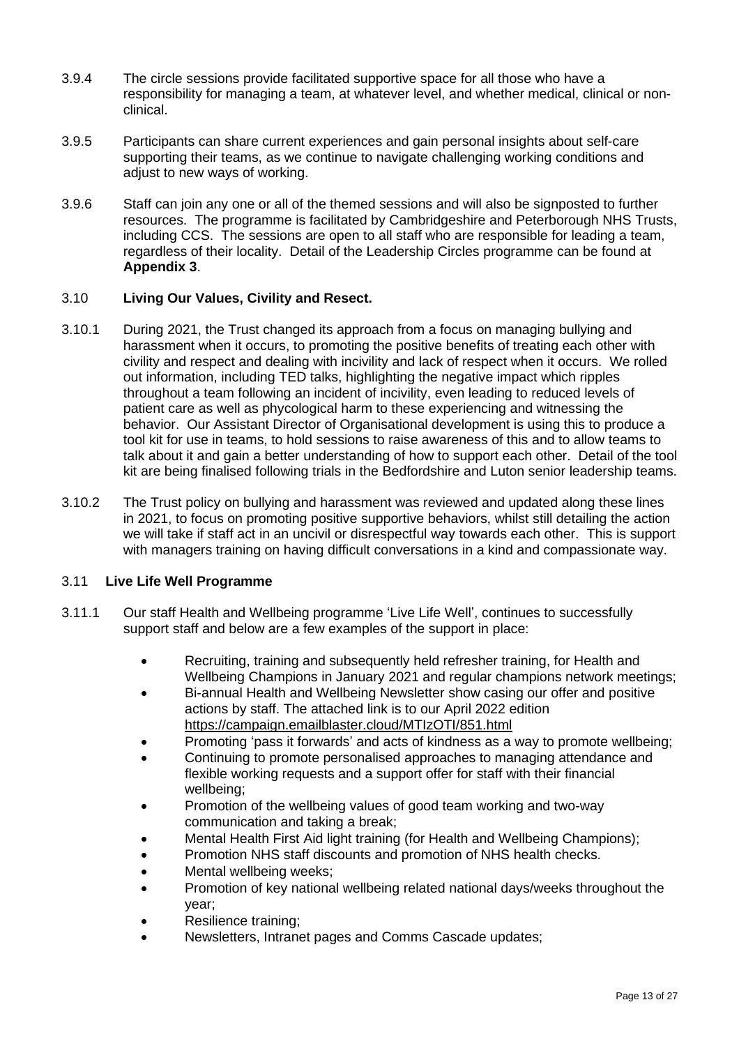3.9.4 The circle sessions provide facilitated supportive space for all those who have a responsibility for managing a team, at whatever level, and whether medical, clinical or non-clinical.

3.9.5 Participants can share current experiences and gain personal insights about self-care supporting their teams, as we continue to navigate challenging working conditions and adjust to new ways of working.

3.9.6 Staff can join any one or all of the themed sessions and will also be signposted to further resources. The programme is facilitated by Cambridgeshire and Peterborough NHS Trusts, including CCS. The sessions are open to all staff who are responsible for leading a team, regardless of their locality. Detail of the Leadership Circles programme can be found at **Appendix 3**.

### 3.10 Living Our Values, Civility and Resect.

3.10.1 During 2021, the Trust changed its approach from a focus on managing bullying and harassment when it occurs, to promoting the positive benefits of treating each other with civility and respect and dealing with incivility and lack of respect when it occurs. We rolled out information, including TED talks, highlighting the negative impact which ripples throughout a team following an incident of incivility, even leading to reduced levels of patient care as well as phycological harm to these experiencing and witnessing the behavior. Our Assistant Director of Organisational development is using this to produce a tool kit for use in teams, to hold sessions to raise awareness of this and to allow teams to talk about it and gain a better understanding of how to support each other. Detail of the tool kit are being finalised following trials in the Bedfordshire and Luton senior leadership teams.

3.10.2 The Trust policy on bullying and harassment was reviewed and updated along these lines in 2021, to focus on promoting positive supportive behaviors, whilst still detailing the action we will take if staff act in an uncivil or disrespectful way towards each other. This is support with managers training on having difficult conversations in a kind and compassionate way.

### 3.11 Live Life Well Programme

3.11.1 Our staff Health and Wellbeing programme 'Live Life Well', continues to successfully support staff and below are a few examples of the support in place:

- Recruiting, training and subsequently held refresher training, for Health and Wellbeing Champions in January 2021 and regular champions network meetings;
- Bi-annual Health and Wellbeing Newsletter show casing our offer and positive actions by staff. The attached link is to our April 2022 edition https://campaign.emailblaster.cloud/MTIzOTI/851.html
- Promoting 'pass it forwards' and acts of kindness as a way to promote wellbeing;
- Continuing to promote personalised approaches to managing attendance and flexible working requests and a support offer for staff with their financial wellbeing;
- Promotion of the wellbeing values of good team working and two-way communication and taking a break;
- Mental Health First Aid light training (for Health and Wellbeing Champions);
- Promotion NHS staff discounts and promotion of NHS health checks.
- Mental wellbeing weeks;
- Promotion of key national wellbeing related national days/weeks throughout the year;
- Resilience training;
- Newsletters, Intranet pages and Comms Cascade updates;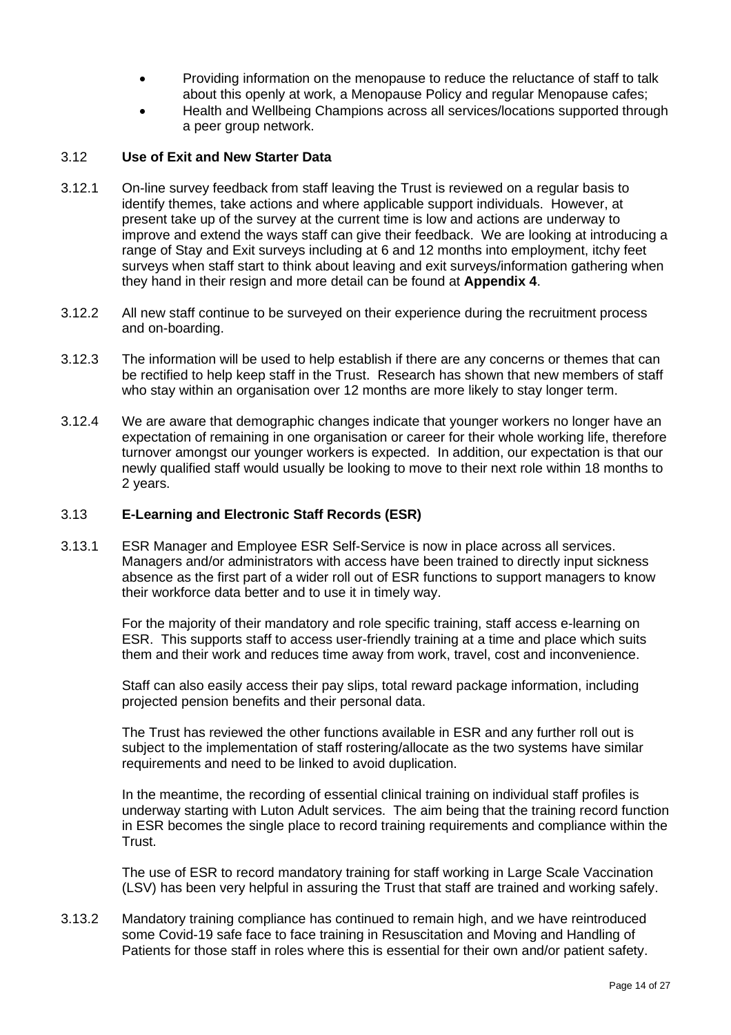- Providing information on the menopause to reduce the reluctance of staff to talk about this openly at work, a Menopause Policy and regular Menopause cafes;
- Health and Wellbeing Champions across all services/locations supported through a peer group network.

### 3.12 Use of Exit and New Starter Data

3.12.1 On-line survey feedback from staff leaving the Trust is reviewed on a regular basis to identify themes, take actions and where applicable support individuals. However, at present take up of the survey at the current time is low and actions are underway to improve and extend the ways staff can give their feedback. We are looking at introducing a range of Stay and Exit surveys including at 6 and 12 months into employment, itchy feet surveys when staff start to think about leaving and exit surveys/information gathering when they hand in their resign and more detail can be found at **Appendix 4**.

3.12.2 All new staff continue to be surveyed on their experience during the recruitment process and on-boarding.

3.12.3 The information will be used to help establish if there are any concerns or themes that can be rectified to help keep staff in the Trust. Research has shown that new members of staff who stay within an organisation over 12 months are more likely to stay longer term.

3.12.4 We are aware that demographic changes indicate that younger workers no longer have an expectation of remaining in one organisation or career for their whole working life, therefore turnover amongst our younger workers is expected. In addition, our expectation is that our newly qualified staff would usually be looking to move to their next role within 18 months to 2 years.

### 3.13 E-Learning and Electronic Staff Records (ESR)

3.13.1 ESR Manager and Employee ESR Self-Service is now in place across all services. Managers and/or administrators with access have been trained to directly input sickness absence as the first part of a wider roll out of ESR functions to support managers to know their workforce data better and to use it in timely way.

For the majority of their mandatory and role specific training, staff access e-learning on ESR. This supports staff to access user-friendly training at a time and place which suits them and their work and reduces time away from work, travel, cost and inconvenience.

Staff can also easily access their pay slips, total reward package information, including projected pension benefits and their personal data.

The Trust has reviewed the other functions available in ESR and any further roll out is subject to the implementation of staff rostering/allocate as the two systems have similar requirements and need to be linked to avoid duplication.

In the meantime, the recording of essential clinical training on individual staff profiles is underway starting with Luton Adult services. The aim being that the training record function in ESR becomes the single place to record training requirements and compliance within the Trust.

The use of ESR to record mandatory training for staff working in Large Scale Vaccination (LSV) has been very helpful in assuring the Trust that staff are trained and working safely.

3.13.2 Mandatory training compliance has continued to remain high, and we have reintroduced some Covid-19 safe face to face training in Resuscitation and Moving and Handling of Patients for those staff in roles where this is essential for their own and/or patient safety.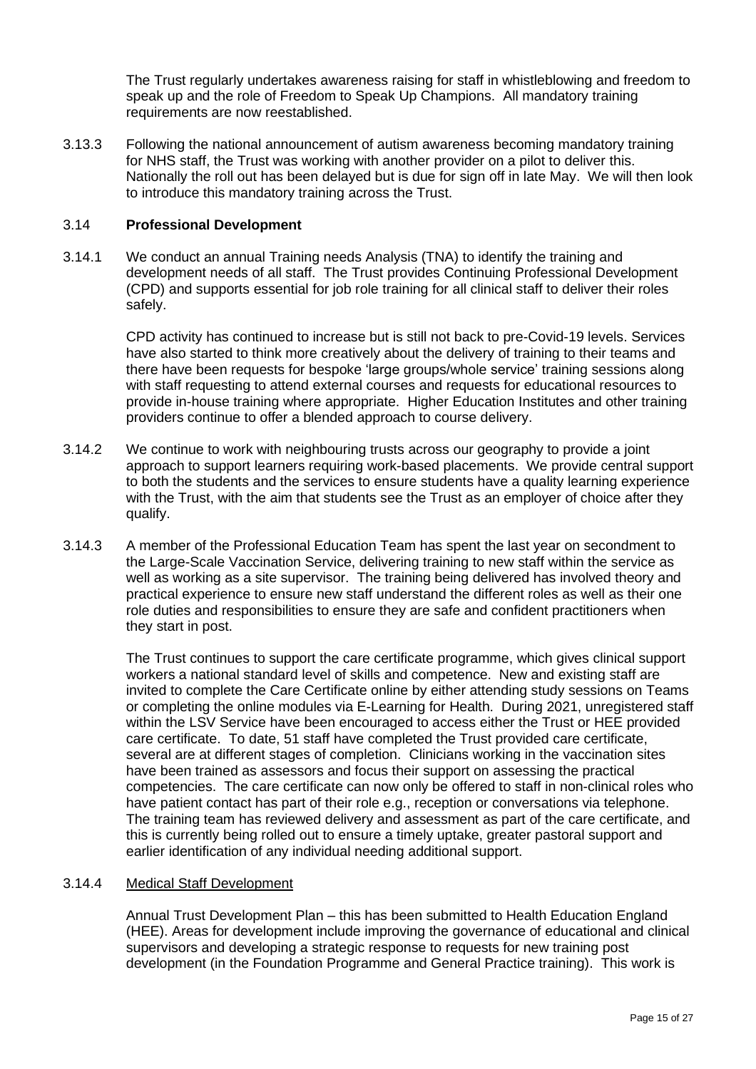The Trust regularly undertakes awareness raising for staff in whistleblowing and freedom to speak up and the role of Freedom to Speak Up Champions. All mandatory training requirements are now reestablished.

3.13.3 Following the national announcement of autism awareness becoming mandatory training for NHS staff, the Trust was working with another provider on a pilot to deliver this. Nationally the roll out has been delayed but is due for sign off in late May. We will then look to introduce this mandatory training across the Trust.

### 3.14 **Professional Development**

3.14.1 We conduct an annual Training needs Analysis (TNA) to identify the training and development needs of all staff. The Trust provides Continuing Professional Development (CPD) and supports essential for job role training for all clinical staff to deliver their roles safely.

CPD activity has continued to increase but is still not back to pre-Covid-19 levels. Services have also started to think more creatively about the delivery of training to their teams and there have been requests for bespoke 'large groups/whole service' training sessions along with staff requesting to attend external courses and requests for educational resources to provide in-house training where appropriate. Higher Education Institutes and other training providers continue to offer a blended approach to course delivery.

3.14.2 We continue to work with neighbouring trusts across our geography to provide a joint approach to support learners requiring work-based placements. We provide central support to both the students and the services to ensure students have a quality learning experience with the Trust, with the aim that students see the Trust as an employer of choice after they qualify.

3.14.3 A member of the Professional Education Team has spent the last year on secondment to the Large-Scale Vaccination Service, delivering training to new staff within the service as well as working as a site supervisor. The training being delivered has involved theory and practical experience to ensure new staff understand the different roles as well as their one role duties and responsibilities to ensure they are safe and confident practitioners when they start in post.

The Trust continues to support the care certificate programme, which gives clinical support workers a national standard level of skills and competence. New and existing staff are invited to complete the Care Certificate online by either attending study sessions on Teams or completing the online modules via E-Learning for Health. During 2021, unregistered staff within the LSV Service have been encouraged to access either the Trust or HEE provided care certificate. To date, 51 staff have completed the Trust provided care certificate, several are at different stages of completion. Clinicians working in the vaccination sites have been trained as assessors and focus their support on assessing the practical competencies. The care certificate can now only be offered to staff in non-clinical roles who have patient contact has part of their role e.g., reception or conversations via telephone. The training team has reviewed delivery and assessment as part of the care certificate, and this is currently being rolled out to ensure a timely uptake, greater pastoral support and earlier identification of any individual needing additional support.

3.14.4 Medical Staff Development

Annual Trust Development Plan – this has been submitted to Health Education England (HEE). Areas for development include improving the governance of educational and clinical supervisors and developing a strategic response to requests for new training post development (in the Foundation Programme and General Practice training). This work is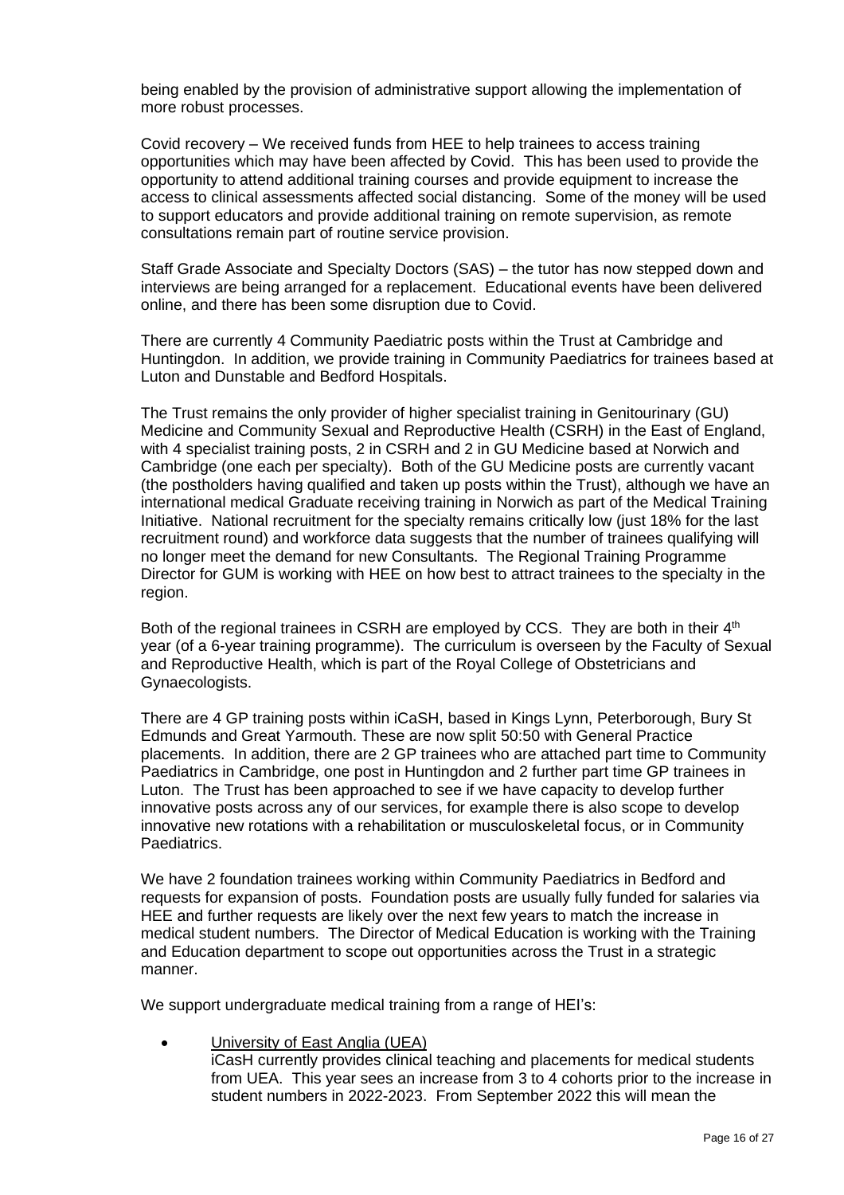being enabled by the provision of administrative support allowing the implementation of more robust processes.

Covid recovery – We received funds from HEE to help trainees to access training opportunities which may have been affected by Covid. This has been used to provide the opportunity to attend additional training courses and provide equipment to increase the access to clinical assessments affected social distancing. Some of the money will be used to support educators and provide additional training on remote supervision, as remote consultations remain part of routine service provision.

Staff Grade Associate and Specialty Doctors (SAS) – the tutor has now stepped down and interviews are being arranged for a replacement. Educational events have been delivered online, and there has been some disruption due to Covid.

There are currently 4 Community Paediatric posts within the Trust at Cambridge and Huntingdon. In addition, we provide training in Community Paediatrics for trainees based at Luton and Dunstable and Bedford Hospitals.

The Trust remains the only provider of higher specialist training in Genitourinary (GU) Medicine and Community Sexual and Reproductive Health (CSRH) in the East of England, with 4 specialist training posts, 2 in CSRH and 2 in GU Medicine based at Norwich and Cambridge (one each per specialty). Both of the GU Medicine posts are currently vacant (the postholders having qualified and taken up posts within the Trust), although we have an international medical Graduate receiving training in Norwich as part of the Medical Training Initiative. National recruitment for the specialty remains critically low (just 18% for the last recruitment round) and workforce data suggests that the number of trainees qualifying will no longer meet the demand for new Consultants. The Regional Training Programme Director for GUM is working with HEE on how best to attract trainees to the specialty in the region.

Both of the regional trainees in CSRH are employed by CCS. They are both in their 4th year (of a 6-year training programme). The curriculum is overseen by the Faculty of Sexual and Reproductive Health, which is part of the Royal College of Obstetricians and Gynaecologists.

There are 4 GP training posts within iCaSH, based in Kings Lynn, Peterborough, Bury St Edmunds and Great Yarmouth. These are now split 50:50 with General Practice placements. In addition, there are 2 GP trainees who are attached part time to Community Paediatrics in Cambridge, one post in Huntingdon and 2 further part time GP trainees in Luton. The Trust has been approached to see if we have capacity to develop further innovative posts across any of our services, for example there is also scope to develop innovative new rotations with a rehabilitation or musculoskeletal focus, or in Community Paediatrics.

We have 2 foundation trainees working within Community Paediatrics in Bedford and requests for expansion of posts. Foundation posts are usually fully funded for salaries via HEE and further requests are likely over the next few years to match the increase in medical student numbers. The Director of Medical Education is working with the Training and Education department to scope out opportunities across the Trust in a strategic manner.

We support undergraduate medical training from a range of HEI's:

- University of East Anglia (UEA)
  iCasH currently provides clinical teaching and placements for medical students from UEA. This year sees an increase from 3 to 4 cohorts prior to the increase in student numbers in 2022-2023. From September 2022 this will mean the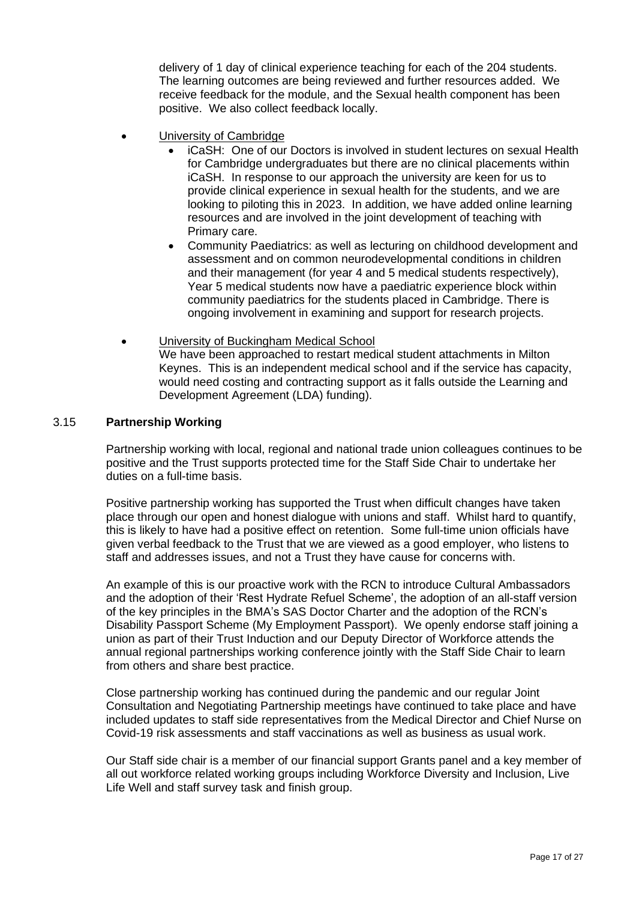delivery of 1 day of clinical experience teaching for each of the 204 students. The learning outcomes are being reviewed and further resources added. We receive feedback for the module, and the Sexual health component has been positive. We also collect feedback locally.

- University of Cambridge
  - iCaSH: One of our Doctors is involved in student lectures on sexual Health for Cambridge undergraduates but there are no clinical placements within iCaSH. In response to our approach the university are keen for us to provide clinical experience in sexual health for the students, and we are looking to piloting this in 2023. In addition, we have added online learning resources and are involved in the joint development of teaching with Primary care.
  - Community Paediatrics: as well as lecturing on childhood development and assessment and on common neurodevelopmental conditions in children and their management (for year 4 and 5 medical students respectively), Year 5 medical students now have a paediatric experience block within community paediatrics for the students placed in Cambridge. There is ongoing involvement in examining and support for research projects.

- University of Buckingham Medical School

  We have been approached to restart medical student attachments in Milton Keynes. This is an independent medical school and if the service has capacity, would need costing and contracting support as it falls outside the Learning and Development Agreement (LDA) funding).

### 3.15 Partnership Working

Partnership working with local, regional and national trade union colleagues continues to be positive and the Trust supports protected time for the Staff Side Chair to undertake her duties on a full-time basis.

Positive partnership working has supported the Trust when difficult changes have taken place through our open and honest dialogue with unions and staff. Whilst hard to quantify, this is likely to have had a positive effect on retention. Some full-time union officials have given verbal feedback to the Trust that we are viewed as a good employer, who listens to staff and addresses issues, and not a Trust they have cause for concerns with.

An example of this is our proactive work with the RCN to introduce Cultural Ambassadors and the adoption of their 'Rest Hydrate Refuel Scheme', the adoption of an all-staff version of the key principles in the BMA's SAS Doctor Charter and the adoption of the RCN's Disability Passport Scheme (My Employment Passport). We openly endorse staff joining a union as part of their Trust Induction and our Deputy Director of Workforce attends the annual regional partnerships working conference jointly with the Staff Side Chair to learn from others and share best practice.

Close partnership working has continued during the pandemic and our regular Joint Consultation and Negotiating Partnership meetings have continued to take place and have included updates to staff side representatives from the Medical Director and Chief Nurse on Covid-19 risk assessments and staff vaccinations as well as business as usual work.

Our Staff side chair is a member of our financial support Grants panel and a key member of all out workforce related working groups including Workforce Diversity and Inclusion, Live Life Well and staff survey task and finish group.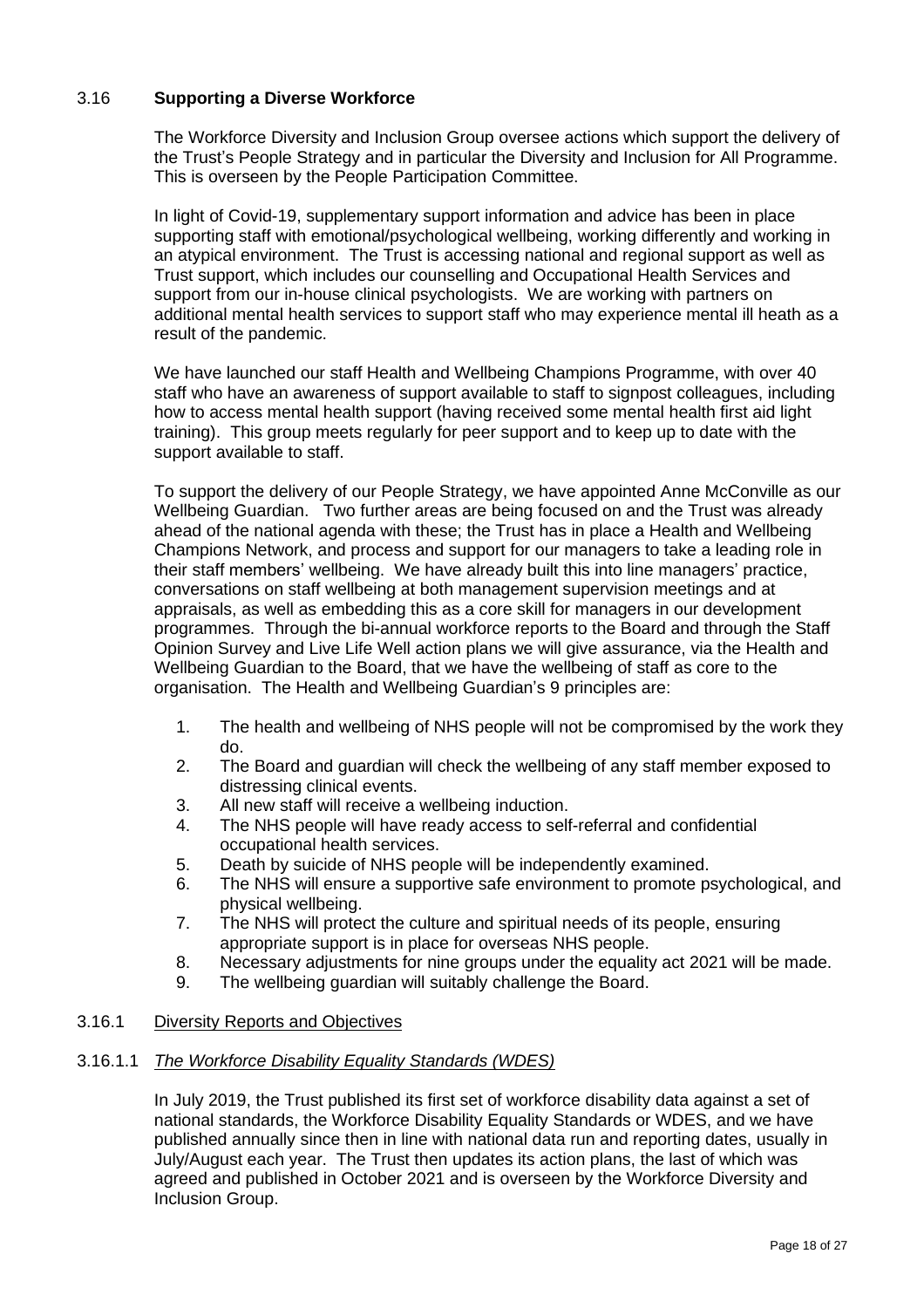## 3.16 **Supporting a Diverse Workforce**

The Workforce Diversity and Inclusion Group oversee actions which support the delivery of the Trust's People Strategy and in particular the Diversity and Inclusion for All Programme. This is overseen by the People Participation Committee.

In light of Covid-19, supplementary support information and advice has been in place supporting staff with emotional/psychological wellbeing, working differently and working in an atypical environment. The Trust is accessing national and regional support as well as Trust support, which includes our counselling and Occupational Health Services and support from our in-house clinical psychologists. We are working with partners on additional mental health services to support staff who may experience mental ill heath as a result of the pandemic.

We have launched our staff Health and Wellbeing Champions Programme, with over 40 staff who have an awareness of support available to staff to signpost colleagues, including how to access mental health support (having received some mental health first aid light training). This group meets regularly for peer support and to keep up to date with the support available to staff.

To support the delivery of our People Strategy, we have appointed Anne McConville as our Wellbeing Guardian. Two further areas are being focused on and the Trust was already ahead of the national agenda with these; the Trust has in place a Health and Wellbeing Champions Network, and process and support for our managers to take a leading role in their staff members' wellbeing. We have already built this into line managers' practice, conversations on staff wellbeing at both management supervision meetings and at appraisals, as well as embedding this as a core skill for managers in our development programmes. Through the bi-annual workforce reports to the Board and through the Staff Opinion Survey and Live Life Well action plans we will give assurance, via the Health and Wellbeing Guardian to the Board, that we have the wellbeing of staff as core to the organisation. The Health and Wellbeing Guardian's 9 principles are:

1. The health and wellbeing of NHS people will not be compromised by the work they do.
2. The Board and guardian will check the wellbeing of any staff member exposed to distressing clinical events.
3. All new staff will receive a wellbeing induction.
4. The NHS people will have ready access to self-referral and confidential occupational health services.
5. Death by suicide of NHS people will be independently examined.
6. The NHS will ensure a supportive safe environment to promote psychological, and physical wellbeing.
7. The NHS will protect the culture and spiritual needs of its people, ensuring appropriate support is in place for overseas NHS people.
8. Necessary adjustments for nine groups under the equality act 2021 will be made.
9. The wellbeing guardian will suitably challenge the Board.

### 3.16.1 Diversity Reports and Objectives

#### 3.16.1.1 *The Workforce Disability Equality Standards (WDES)*

In July 2019, the Trust published its first set of workforce disability data against a set of national standards, the Workforce Disability Equality Standards or WDES, and we have published annually since then in line with national data run and reporting dates, usually in July/August each year. The Trust then updates its action plans, the last of which was agreed and published in October 2021 and is overseen by the Workforce Diversity and Inclusion Group.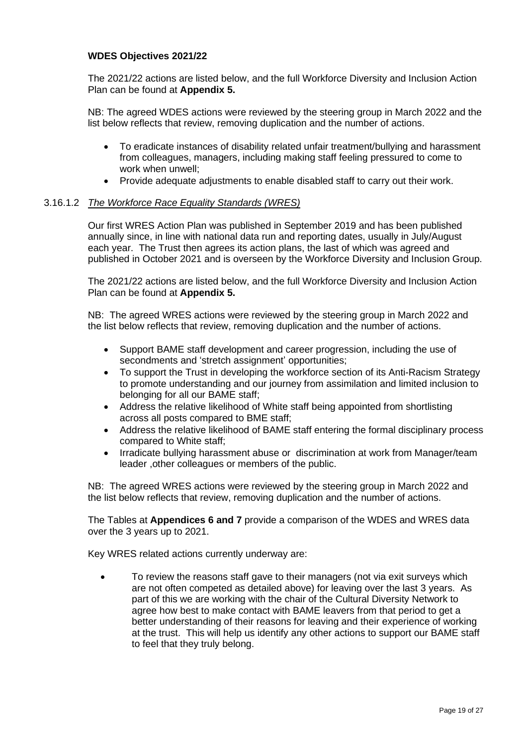**WDES Objectives 2021/22**

The 2021/22 actions are listed below, and the full Workforce Diversity and Inclusion Action Plan can be found at **Appendix 5.**

NB: The agreed WDES actions were reviewed by the steering group in March 2022 and the list below reflects that review, removing duplication and the number of actions.

- To eradicate instances of disability related unfair treatment/bullying and harassment from colleagues, managers, including making staff feeling pressured to come to work when unwell;
- Provide adequate adjustments to enable disabled staff to carry out their work.

3.16.1.2 *The Workforce Race Equality Standards (WRES)*

Our first WRES Action Plan was published in September 2019 and has been published annually since, in line with national data run and reporting dates, usually in July/August each year. The Trust then agrees its action plans, the last of which was agreed and published in October 2021 and is overseen by the Workforce Diversity and Inclusion Group.

The 2021/22 actions are listed below, and the full Workforce Diversity and Inclusion Action Plan can be found at **Appendix 5.**

NB: The agreed WRES actions were reviewed by the steering group in March 2022 and the list below reflects that review, removing duplication and the number of actions.

- Support BAME staff development and career progression, including the use of secondments and 'stretch assignment' opportunities;
- To support the Trust in developing the workforce section of its Anti-Racism Strategy to promote understanding and our journey from assimilation and limited inclusion to belonging for all our BAME staff;
- Address the relative likelihood of White staff being appointed from shortlisting across all posts compared to BME staff;
- Address the relative likelihood of BAME staff entering the formal disciplinary process compared to White staff;
- Irradicate bullying harassment abuse or discrimination at work from Manager/team leader ,other colleagues or members of the public.

NB: The agreed WRES actions were reviewed by the steering group in March 2022 and the list below reflects that review, removing duplication and the number of actions.

The Tables at **Appendices 6 and 7** provide a comparison of the WDES and WRES data over the 3 years up to 2021.

Key WRES related actions currently underway are:

- To review the reasons staff gave to their managers (not via exit surveys which are not often competed as detailed above) for leaving over the last 3 years. As part of this we are working with the chair of the Cultural Diversity Network to agree how best to make contact with BAME leavers from that period to get a better understanding of their reasons for leaving and their experience of working at the trust. This will help us identify any other actions to support our BAME staff to feel that they truly belong.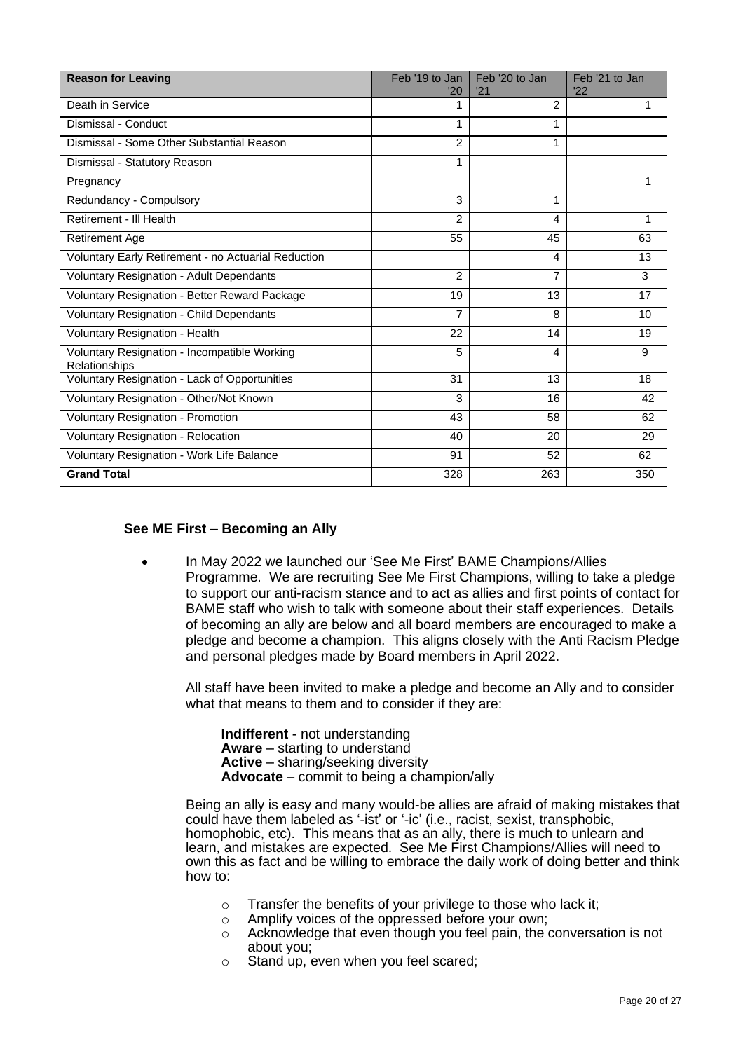| Reason for Leaving | Feb '19 to Jan '20 | Feb '20 to Jan '21 | Feb '21 to Jan '22 |
|---|---|---|---|
| Death in Service | 1 | 2 | 1 |
| Dismissal - Conduct | 1 | 1 | |
| Dismissal - Some Other Substantial Reason | 2 | 1 | |
| Dismissal - Statutory Reason | 1 | | |
| Pregnancy | | | 1 |
| Redundancy - Compulsory | 3 | 1 | |
| Retirement - Ill Health | 2 | 4 | 1 |
| Retirement Age | 55 | 45 | 63 |
| Voluntary Early Retirement - no Actuarial Reduction | | 4 | 13 |
| Voluntary Resignation - Adult Dependants | 2 | 7 | 3 |
| Voluntary Resignation - Better Reward Package | 19 | 13 | 17 |
| Voluntary Resignation - Child Dependants | 7 | 8 | 10 |
| Voluntary Resignation - Health | 22 | 14 | 19 |
| Voluntary Resignation - Incompatible Working Relationships | 5 | 4 | 9 |
| Voluntary Resignation - Lack of Opportunities | 31 | 13 | 18 |
| Voluntary Resignation - Other/Not Known | 3 | 16 | 42 |
| Voluntary Resignation - Promotion | 43 | 58 | 62 |
| Voluntary Resignation - Relocation | 40 | 20 | 29 |
| Voluntary Resignation - Work Life Balance | 91 | 52 | 62 |
| **Grand Total** | 328 | 263 | 350 |

### See ME First – Becoming an Ally

- In May 2022 we launched our 'See Me First' BAME Champions/Allies Programme. We are recruiting See Me First Champions, willing to take a pledge to support our anti-racism stance and to act as allies and first points of contact for BAME staff who wish to talk with someone about their staff experiences. Details of becoming an ally are below and all board members are encouraged to make a pledge and become a champion. This aligns closely with the Anti Racism Pledge and personal pledges made by Board members in April 2022.

  All staff have been invited to make a pledge and become an Ally and to consider what that means to them and to consider if they are:

  **Indifferent** - not understanding
  **Aware** – starting to understand
  **Active** – sharing/seeking diversity
  **Advocate** – commit to being a champion/ally

  Being an ally is easy and many would-be allies are afraid of making mistakes that could have them labeled as '-ist' or '-ic' (i.e., racist, sexist, transphobic, homophobic, etc). This means that as an ally, there is much to unlearn and learn, and mistakes are expected. See Me First Champions/Allies will need to own this as fact and be willing to embrace the daily work of doing better and think how to:

  - Transfer the benefits of your privilege to those who lack it;
  - Amplify voices of the oppressed before your own;
  - Acknowledge that even though you feel pain, the conversation is not about you;
  - Stand up, even when you feel scared;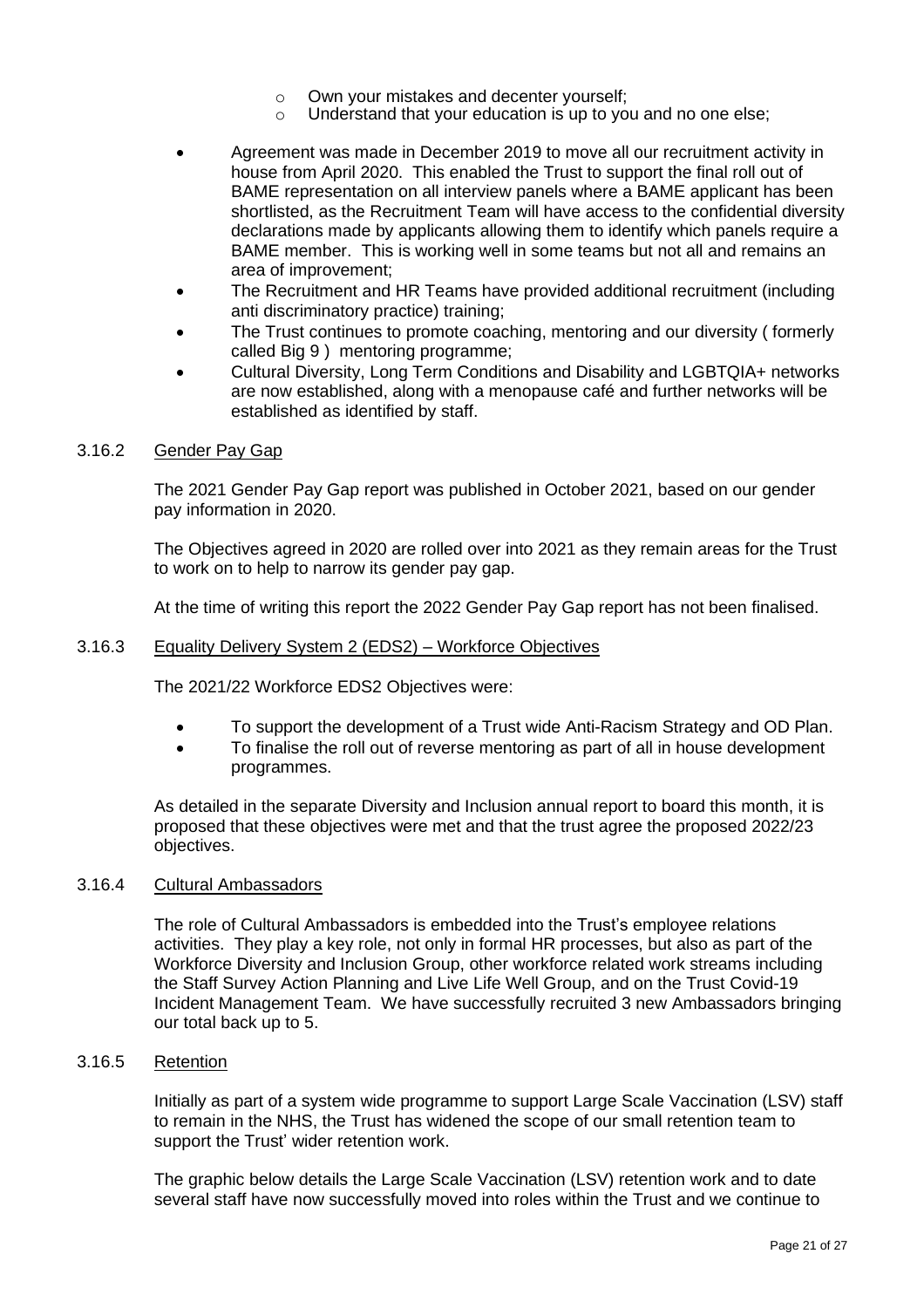- Own your mistakes and decenter yourself;
  - Understand that your education is up to you and no one else;

- Agreement was made in December 2019 to move all our recruitment activity in house from April 2020. This enabled the Trust to support the final roll out of BAME representation on all interview panels where a BAME applicant has been shortlisted, as the Recruitment Team will have access to the confidential diversity declarations made by applicants allowing them to identify which panels require a BAME member. This is working well in some teams but not all and remains an area of improvement;
- The Recruitment and HR Teams have provided additional recruitment (including anti discriminatory practice) training;
- The Trust continues to promote coaching, mentoring and our diversity ( formerly called Big 9 ) mentoring programme;
- Cultural Diversity, Long Term Conditions and Disability and LGBTQIA+ networks are now established, along with a menopause café and further networks will be established as identified by staff.

### 3.16.2 Gender Pay Gap

The 2021 Gender Pay Gap report was published in October 2021, based on our gender pay information in 2020.

The Objectives agreed in 2020 are rolled over into 2021 as they remain areas for the Trust to work on to help to narrow its gender pay gap.

At the time of writing this report the 2022 Gender Pay Gap report has not been finalised.

### 3.16.3 Equality Delivery System 2 (EDS2) – Workforce Objectives

The 2021/22 Workforce EDS2 Objectives were:

- To support the development of a Trust wide Anti-Racism Strategy and OD Plan.
- To finalise the roll out of reverse mentoring as part of all in house development programmes.

As detailed in the separate Diversity and Inclusion annual report to board this month, it is proposed that these objectives were met and that the trust agree the proposed 2022/23 objectives.

### 3.16.4 Cultural Ambassadors

The role of Cultural Ambassadors is embedded into the Trust's employee relations activities. They play a key role, not only in formal HR processes, but also as part of the Workforce Diversity and Inclusion Group, other workforce related work streams including the Staff Survey Action Planning and Live Life Well Group, and on the Trust Covid-19 Incident Management Team. We have successfully recruited 3 new Ambassadors bringing our total back up to 5.

### 3.16.5 Retention

Initially as part of a system wide programme to support Large Scale Vaccination (LSV) staff to remain in the NHS, the Trust has widened the scope of our small retention team to support the Trust' wider retention work.

The graphic below details the Large Scale Vaccination (LSV) retention work and to date several staff have now successfully moved into roles within the Trust and we continue to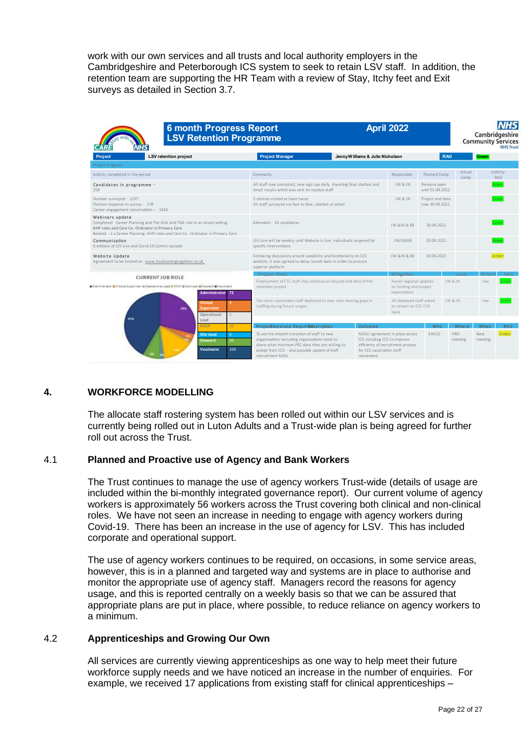work with our own services and all trusts and local authority employers in the Cambridgeshire and Peterborough ICS system to seek to retain LSV staff. In addition, the retention team are supporting the HR Team with a review of Stay, Itchy feet and Exit surveys as detailed in Section 3.7.

**6 month Progress Report – LSV Retention Programme – April 2022**

Cambridgeshire Community Services NHS Trust

| Project | LSV retention project | Project Manager | Jenny Williams & Julie Nicholson | RAG | Green |
|---|---|---|---|---|---|

Project Progress

| Activity completed in the period | Comments | Responsible | Planned Comp | Actual Comp | Activity RAG |
|---|---|---|---|---|---|
| **Candidates in programme** – 258 | All staff now contacted, new sign ups daily. Awaiting final chatbot and email results which was sent to inactive staff | JW & JN | Remains open until 01.09.2022 | | Green |
| Number surveyed - 1297<br>Positive response to survey - 278<br>Career engagement conversation – 1424 | 5 centres visited at least twice<br>All staff surveyed via face to face, chatbot or email | JW & JN | Project end date now 30.09.2022 | | Green |
| **Webinars update**<br>Completed- Career Planning and The HCA and TNA role in an Acute setting. AHP roles and Care Co -Ordinator in Primary Care<br>Booked - 2 x Career Planning. AHP roles and Care Co -Ordinator in Primary Care | Attended – 43 candidates | JW &JN & KB | 30.09.2022 | | Green |
| **Communication**<br>6 editions of LSV Live and Covid-19 Comms cascade | LSV Live will be weekly until Website is live. Individuals targeted for specific interventions. | JW/JN/KB | 30.09.2022 | | Green |
| **Website Update**<br>Agreement to be hosted on www.itsallcomingtogether.co.uk | Following discussions around useability and functionality on CCS website, it was agreed to delay launch date in order to procure superior platform | JW &JN & KB | 30.04.2022 | | Amber |

CURRENT JOB ROLE

| Role | Number |
|---|---|
| Administrator | 72 |
| Clinical Supervisor | 9 |
| Operational Lead | 2 |
| RHCP | 36 |
| Site Lead | 4 |
| Steward | 20 |
| Vaccinator | 104 |

| Project Risks | Mitigation | Lead | Priority | RAG |
|---|---|---|---|---|
| Employment of FTC staff may continue on beyond end date of the retention project | Await regional updates on funding and project expectations | JW & JN | low | Green |
| Too many vaccination staff deployed to new roles leaving gaps in staffing during future surges | All deployed staff asked to remain on CCS C19 bank | JW & JN | low | Green |

| Project Decisions Required/Description | Outcome | Who | Where | When | RAG |
|---|---|---|---|---|---|
| To aid the smooth transition of staff to new organisations recruiting organisations need to share what minimum PEC data they are willing to accept from CCS - also possible update of staff recruitment MOU | MOU/ agreement in place across ICS including CCS to improve efficiency of recruitment process for CCS vaccination staff movement | EW/LD | HRD meeting | Next meeting | Amber |

## 4. WORKFORCE MODELLING

The allocate staff rostering system has been rolled out within our LSV services and is currently being rolled out in Luton Adults and a Trust-wide plan is being agreed for further roll out across the Trust.

### 4.1 Planned and Proactive use of Agency and Bank Workers

The Trust continues to manage the use of agency workers Trust-wide (details of usage are included within the bi-monthly integrated governance report). Our current volume of agency workers is approximately 56 workers across the Trust covering both clinical and non-clinical roles. We have not seen an increase in needing to engage with agency workers during Covid-19. There has been an increase in the use of agency for LSV. This has included corporate and operational support.

The use of agency workers continues to be required, on occasions, in some service areas, however, this is in a planned and targeted way and systems are in place to authorise and monitor the appropriate use of agency staff. Managers record the reasons for agency usage, and this is reported centrally on a weekly basis so that we can be assured that appropriate plans are put in place, where possible, to reduce reliance on agency workers to a minimum.

### 4.2 Apprenticeships and Growing Our Own

All services are currently viewing apprenticeships as one way to help meet their future workforce supply needs and we have noticed an increase in the number of enquiries. For example, we received 17 applications from existing staff for clinical apprenticeships –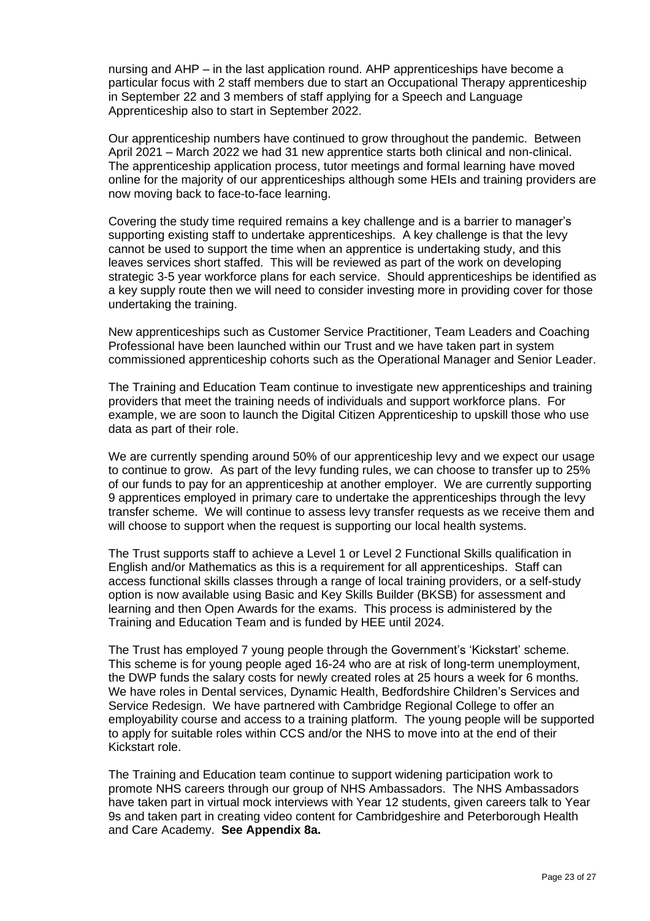nursing and AHP – in the last application round. AHP apprenticeships have become a particular focus with 2 staff members due to start an Occupational Therapy apprenticeship in September 22 and 3 members of staff applying for a Speech and Language Apprenticeship also to start in September 2022.

Our apprenticeship numbers have continued to grow throughout the pandemic. Between April 2021 – March 2022 we had 31 new apprentice starts both clinical and non-clinical. The apprenticeship application process, tutor meetings and formal learning have moved online for the majority of our apprenticeships although some HEIs and training providers are now moving back to face-to-face learning.

Covering the study time required remains a key challenge and is a barrier to manager's supporting existing staff to undertake apprenticeships. A key challenge is that the levy cannot be used to support the time when an apprentice is undertaking study, and this leaves services short staffed. This will be reviewed as part of the work on developing strategic 3-5 year workforce plans for each service. Should apprenticeships be identified as a key supply route then we will need to consider investing more in providing cover for those undertaking the training.

New apprenticeships such as Customer Service Practitioner, Team Leaders and Coaching Professional have been launched within our Trust and we have taken part in system commissioned apprenticeship cohorts such as the Operational Manager and Senior Leader.

The Training and Education Team continue to investigate new apprenticeships and training providers that meet the training needs of individuals and support workforce plans. For example, we are soon to launch the Digital Citizen Apprenticeship to upskill those who use data as part of their role.

We are currently spending around 50% of our apprenticeship levy and we expect our usage to continue to grow. As part of the levy funding rules, we can choose to transfer up to 25% of our funds to pay for an apprenticeship at another employer. We are currently supporting 9 apprentices employed in primary care to undertake the apprenticeships through the levy transfer scheme. We will continue to assess levy transfer requests as we receive them and will choose to support when the request is supporting our local health systems.

The Trust supports staff to achieve a Level 1 or Level 2 Functional Skills qualification in English and/or Mathematics as this is a requirement for all apprenticeships. Staff can access functional skills classes through a range of local training providers, or a self-study option is now available using Basic and Key Skills Builder (BKSB) for assessment and learning and then Open Awards for the exams. This process is administered by the Training and Education Team and is funded by HEE until 2024.

The Trust has employed 7 young people through the Government's 'Kickstart' scheme. This scheme is for young people aged 16-24 who are at risk of long-term unemployment, the DWP funds the salary costs for newly created roles at 25 hours a week for 6 months. We have roles in Dental services, Dynamic Health, Bedfordshire Children's Services and Service Redesign. We have partnered with Cambridge Regional College to offer an employability course and access to a training platform. The young people will be supported to apply for suitable roles within CCS and/or the NHS to move into at the end of their Kickstart role.

The Training and Education team continue to support widening participation work to promote NHS careers through our group of NHS Ambassadors. The NHS Ambassadors have taken part in virtual mock interviews with Year 12 students, given careers talk to Year 9s and taken part in creating video content for Cambridgeshire and Peterborough Health and Care Academy. **See Appendix 8a.**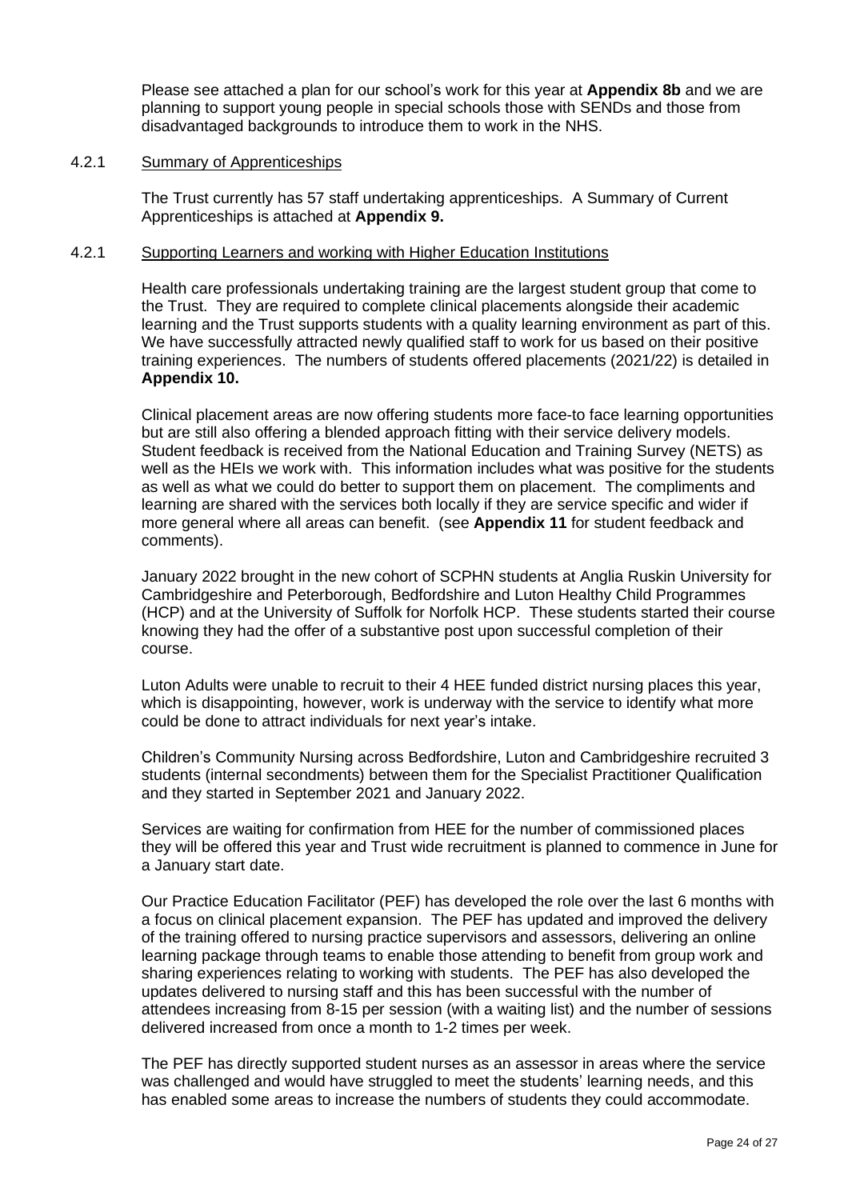Please see attached a plan for our school's work for this year at **Appendix 8b** and we are planning to support young people in special schools those with SENDs and those from disadvantaged backgrounds to introduce them to work in the NHS.

### 4.2.1 Summary of Apprenticeships

The Trust currently has 57 staff undertaking apprenticeships. A Summary of Current Apprenticeships is attached at **Appendix 9.**

### 4.2.1 Supporting Learners and working with Higher Education Institutions

Health care professionals undertaking training are the largest student group that come to the Trust. They are required to complete clinical placements alongside their academic learning and the Trust supports students with a quality learning environment as part of this. We have successfully attracted newly qualified staff to work for us based on their positive training experiences. The numbers of students offered placements (2021/22) is detailed in **Appendix 10.**

Clinical placement areas are now offering students more face-to face learning opportunities but are still also offering a blended approach fitting with their service delivery models. Student feedback is received from the National Education and Training Survey (NETS) as well as the HEIs we work with. This information includes what was positive for the students as well as what we could do better to support them on placement. The compliments and learning are shared with the services both locally if they are service specific and wider if more general where all areas can benefit. (see **Appendix 11** for student feedback and comments).

January 2022 brought in the new cohort of SCPHN students at Anglia Ruskin University for Cambridgeshire and Peterborough, Bedfordshire and Luton Healthy Child Programmes (HCP) and at the University of Suffolk for Norfolk HCP. These students started their course knowing they had the offer of a substantive post upon successful completion of their course.

Luton Adults were unable to recruit to their 4 HEE funded district nursing places this year, which is disappointing, however, work is underway with the service to identify what more could be done to attract individuals for next year's intake.

Children's Community Nursing across Bedfordshire, Luton and Cambridgeshire recruited 3 students (internal secondments) between them for the Specialist Practitioner Qualification and they started in September 2021 and January 2022.

Services are waiting for confirmation from HEE for the number of commissioned places they will be offered this year and Trust wide recruitment is planned to commence in June for a January start date.

Our Practice Education Facilitator (PEF) has developed the role over the last 6 months with a focus on clinical placement expansion. The PEF has updated and improved the delivery of the training offered to nursing practice supervisors and assessors, delivering an online learning package through teams to enable those attending to benefit from group work and sharing experiences relating to working with students. The PEF has also developed the updates delivered to nursing staff and this has been successful with the number of attendees increasing from 8-15 per session (with a waiting list) and the number of sessions delivered increased from once a month to 1-2 times per week.

The PEF has directly supported student nurses as an assessor in areas where the service was challenged and would have struggled to meet the students' learning needs, and this has enabled some areas to increase the numbers of students they could accommodate.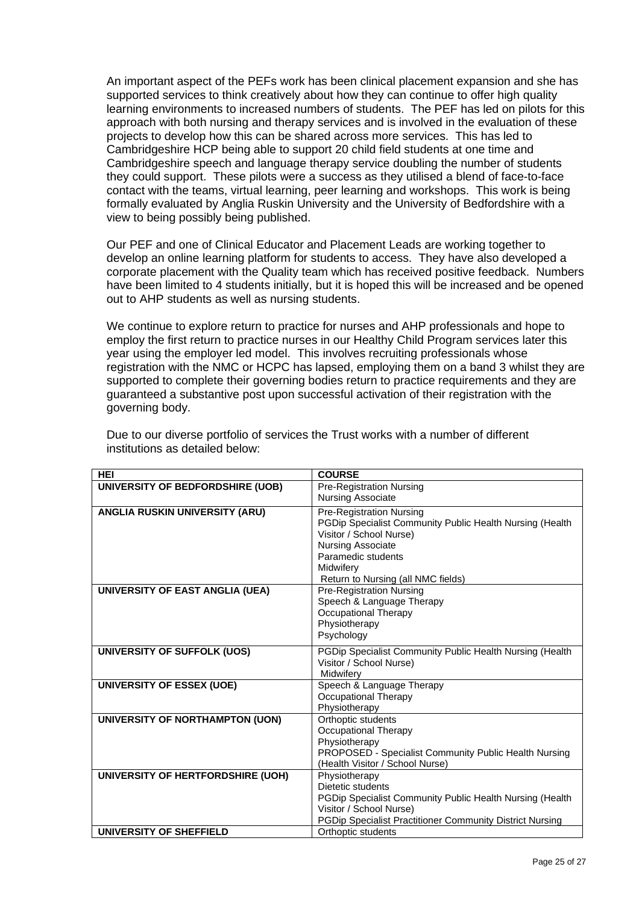An important aspect of the PEFs work has been clinical placement expansion and she has supported services to think creatively about how they can continue to offer high quality learning environments to increased numbers of students. The PEF has led on pilots for this approach with both nursing and therapy services and is involved in the evaluation of these projects to develop how this can be shared across more services. This has led to Cambridgeshire HCP being able to support 20 child field students at one time and Cambridgeshire speech and language therapy service doubling the number of students they could support. These pilots were a success as they utilised a blend of face-to-face contact with the teams, virtual learning, peer learning and workshops. This work is being formally evaluated by Anglia Ruskin University and the University of Bedfordshire with a view to being possibly being published.

Our PEF and one of Clinical Educator and Placement Leads are working together to develop an online learning platform for students to access. They have also developed a corporate placement with the Quality team which has received positive feedback. Numbers have been limited to 4 students initially, but it is hoped this will be increased and be opened out to AHP students as well as nursing students.

We continue to explore return to practice for nurses and AHP professionals and hope to employ the first return to practice nurses in our Healthy Child Program services later this year using the employer led model. This involves recruiting professionals whose registration with the NMC or HCPC has lapsed, employing them on a band 3 whilst they are supported to complete their governing bodies return to practice requirements and they are guaranteed a substantive post upon successful activation of their registration with the governing body.

Due to our diverse portfolio of services the Trust works with a number of different institutions as detailed below:

| HEI | COURSE |
|---|---|
| **UNIVERSITY OF BEDFORDSHIRE (UOB)** | Pre-Registration Nursing<br>Nursing Associate |
| **ANGLIA RUSKIN UNIVERSITY (ARU)** | Pre-Registration Nursing<br>PGDip Specialist Community Public Health Nursing (Health Visitor / School Nurse)<br>Nursing Associate<br>Paramedic students<br>Midwifery<br>Return to Nursing (all NMC fields) |
| **UNIVERSITY OF EAST ANGLIA (UEA)** | Pre-Registration Nursing<br>Speech & Language Therapy<br>Occupational Therapy<br>Physiotherapy<br>Psychology |
| **UNIVERSITY OF SUFFOLK (UOS)** | PGDip Specialist Community Public Health Nursing (Health Visitor / School Nurse)<br>Midwifery |
| **UNIVERSITY OF ESSEX (UOE)** | Speech & Language Therapy<br>Occupational Therapy<br>Physiotherapy |
| **UNIVERSITY OF NORTHAMPTON (UON)** | Orthoptic students<br>Occupational Therapy<br>Physiotherapy<br>PROPOSED - Specialist Community Public Health Nursing (Health Visitor / School Nurse) |
| **UNIVERSITY OF HERTFORDSHIRE (UOH)** | Physiotherapy<br>Dietetic students<br>PGDip Specialist Community Public Health Nursing (Health Visitor / School Nurse)<br>PGDip Specialist Practitioner Community District Nursing |
| **UNIVERSITY OF SHEFFIELD** | Orthoptic students |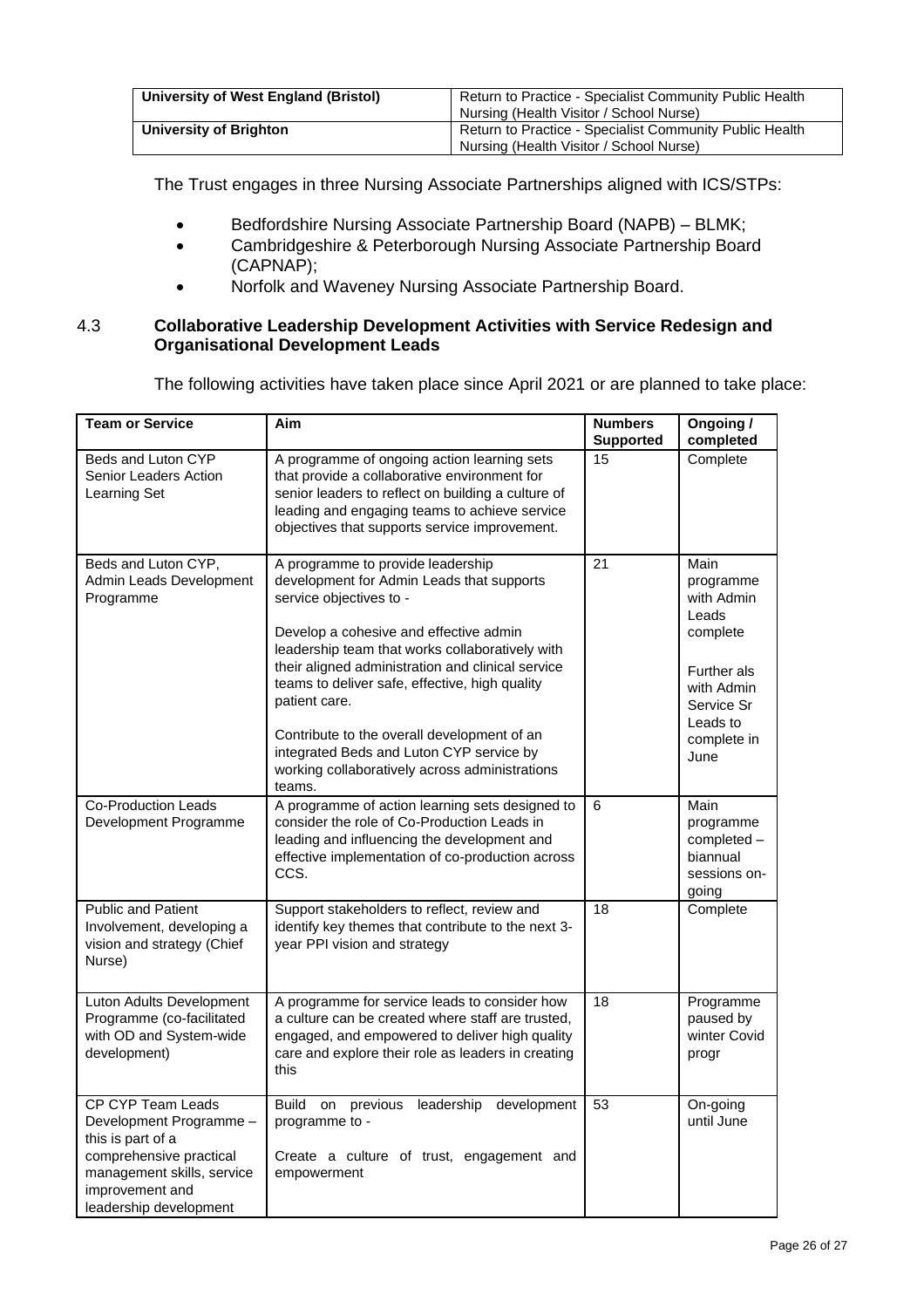| University of West England (Bristol) | Return to Practice - Specialist Community Public Health Nursing (Health Visitor / School Nurse) |
|---|---|
| University of Brighton | Return to Practice - Specialist Community Public Health Nursing (Health Visitor / School Nurse) |

The Trust engages in three Nursing Associate Partnerships aligned with ICS/STPs:

- Bedfordshire Nursing Associate Partnership Board (NAPB) – BLMK;
- Cambridgeshire & Peterborough Nursing Associate Partnership Board (CAPNAP);
- Norfolk and Waveney Nursing Associate Partnership Board.

### 4.3 Collaborative Leadership Development Activities with Service Redesign and Organisational Development Leads

The following activities have taken place since April 2021 or are planned to take place:

| Team or Service | Aim | Numbers Supported | Ongoing / completed |
|---|---|---|---|
| Beds and Luton CYP Senior Leaders Action Learning Set | A programme of ongoing action learning sets that provide a collaborative environment for senior leaders to reflect on building a culture of leading and engaging teams to achieve service objectives that supports service improvement. | 15 | Complete |
| Beds and Luton CYP, Admin Leads Development Programme | A programme to provide leadership development for Admin Leads that supports service objectives to - <br><br> Develop a cohesive and effective admin leadership team that works collaboratively with their aligned administration and clinical service teams to deliver safe, effective, high quality patient care. <br><br> Contribute to the overall development of an integrated Beds and Luton CYP service by working collaboratively across administrations teams. | 21 | Main programme with Admin Leads complete <br><br> Further als with Admin Service Sr Leads to complete in June |
| Co-Production Leads Development Programme | A programme of action learning sets designed to consider the role of Co-Production Leads in leading and influencing the development and effective implementation of co-production across CCS. | 6 | Main programme completed – biannual sessions on-going |
| Public and Patient Involvement, developing a vision and strategy (Chief Nurse) | Support stakeholders to reflect, review and identify key themes that contribute to the next 3-year PPI vision and strategy | 18 | Complete |
| Luton Adults Development Programme (co-facilitated with OD and System-wide development) | A programme for service leads to consider how a culture can be created where staff are trusted, engaged, and empowered to deliver high quality care and explore their role as leaders in creating this | 18 | Programme paused by winter Covid progr |
| CP CYP Team Leads Development Programme – this is part of a comprehensive practical management skills, service improvement and leadership development | Build on previous leadership development programme to - <br><br> Create a culture of trust, engagement and empowerment | 53 | On-going until June |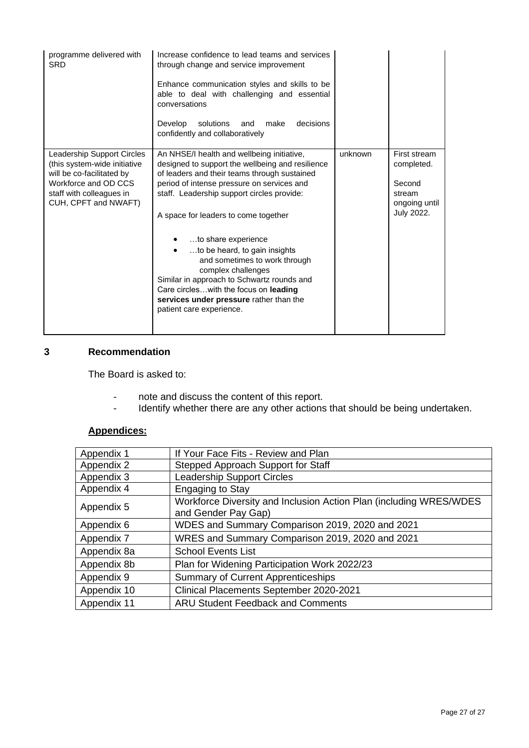| | | | |
|---|---|---|---|
| programme delivered with SRD | Increase confidence to lead teams and services through change and service improvement<br><br>Enhance communication styles and skills to be able to deal with challenging and essential conversations<br><br>Develop solutions and make decisions confidently and collaboratively | | |
| Leadership Support Circles (this system-wide initiative will be co-facilitated by Workforce and OD CCS staff with colleagues in CUH, CPFT and NWAFT) | An NHSE/I health and wellbeing initiative, designed to support the wellbeing and resilience of leaders and their teams through sustained period of intense pressure on services and staff. Leadership support circles provide:<br><br>A space for leaders to come together<br><br>• …to share experience<br>• …to be heard, to gain insights and sometimes to work through complex challenges<br><br>Similar in approach to Schwartz rounds and Care circles…with the focus on **leading services under pressure** rather than the patient care experience. | unknown | First stream completed.<br><br>Second stream ongoing until July 2022. |

## 3 Recommendation

The Board is asked to:

- note and discuss the content of this report.
- Identify whether there are any other actions that should be being undertaken.

**Appendices:**

| | |
|---|---|
| Appendix 1 | If Your Face Fits - Review and Plan |
| Appendix 2 | Stepped Approach Support for Staff |
| Appendix 3 | Leadership Support Circles |
| Appendix 4 | Engaging to Stay |
| Appendix 5 | Workforce Diversity and Inclusion Action Plan (including WRES/WDES and Gender Pay Gap) |
| Appendix 6 | WDES and Summary Comparison 2019, 2020 and 2021 |
| Appendix 7 | WRES and Summary Comparison 2019, 2020 and 2021 |
| Appendix 8a | School Events List |
| Appendix 8b | Plan for Widening Participation Work 2022/23 |
| Appendix 9 | Summary of Current Apprenticeships |
| Appendix 10 | Clinical Placements September 2020-2021 |
| Appendix 11 | ARU Student Feedback and Comments |